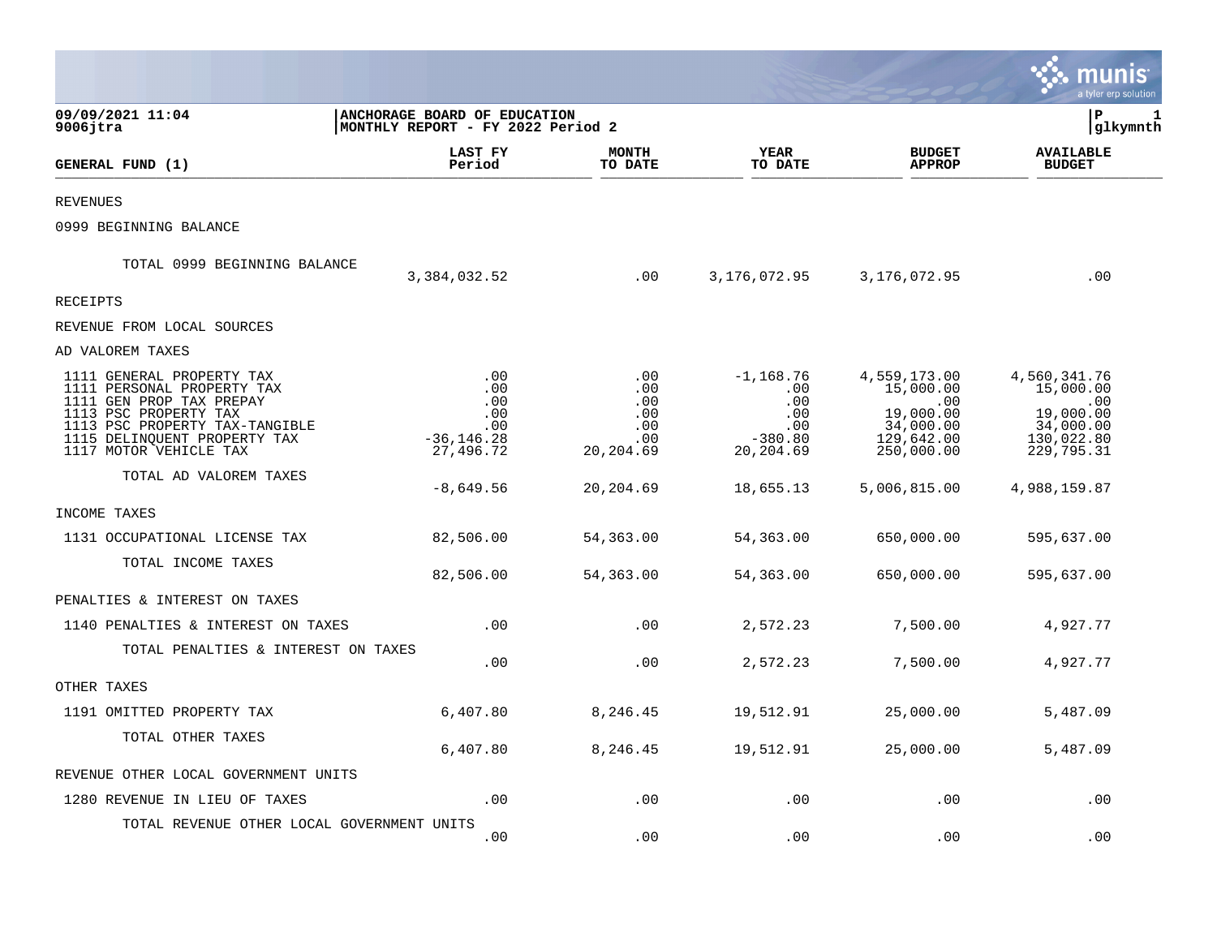09/09/2021 11:04
9006jtra

**ANCHORAGE BOARD OF EDUCATION**
**MONTHLY REPORT - FY 2022 Period 2**

glkymnth

| GENERAL FUND (1) | LAST FY Period | MONTH TO DATE | YEAR TO DATE | BUDGET APPROP | AVAILABLE BUDGET |
|---|---|---|---|---|---|
| REVENUES | | | | | |
| 0999 BEGINNING BALANCE | | | | | |
| TOTAL 0999 BEGINNING BALANCE | 3,384,032.52 | .00 | 3,176,072.95 | 3,176,072.95 | .00 |
| RECEIPTS | | | | | |
| REVENUE FROM LOCAL SOURCES | | | | | |
| AD VALOREM TAXES | | | | | |
| 1111 GENERAL PROPERTY TAX | .00 | .00 | -1,168.76 | 4,559,173.00 | 4,560,341.76 |
| 1111 PERSONAL PROPERTY TAX | .00 | .00 | .00 | 15,000.00 | 15,000.00 |
| 1111 GEN PROP TAX PREPAY | .00 | .00 | .00 | .00 | .00 |
| 1113 PSC PROPERTY TAX | .00 | .00 | .00 | 19,000.00 | 19,000.00 |
| 1113 PSC PROPERTY TAX-TANGIBLE | .00 | .00 | .00 | 34,000.00 | 34,000.00 |
| 1115 DELINQUENT PROPERTY TAX | -36,146.28 | .00 | -380.80 | 129,642.00 | 130,022.80 |
| 1117 MOTOR VEHICLE TAX | 27,496.72 | 20,204.69 | 20,204.69 | 250,000.00 | 229,795.31 |
| TOTAL AD VALOREM TAXES | -8,649.56 | 20,204.69 | 18,655.13 | 5,006,815.00 | 4,988,159.87 |
| INCOME TAXES | | | | | |
| 1131 OCCUPATIONAL LICENSE TAX | 82,506.00 | 54,363.00 | 54,363.00 | 650,000.00 | 595,637.00 |
| TOTAL INCOME TAXES | 82,506.00 | 54,363.00 | 54,363.00 | 650,000.00 | 595,637.00 |
| PENALTIES & INTEREST ON TAXES | | | | | |
| 1140 PENALTIES & INTEREST ON TAXES | .00 | .00 | 2,572.23 | 7,500.00 | 4,927.77 |
| TOTAL PENALTIES & INTEREST ON TAXES | .00 | .00 | 2,572.23 | 7,500.00 | 4,927.77 |
| OTHER TAXES | | | | | |
| 1191 OMITTED PROPERTY TAX | 6,407.80 | 8,246.45 | 19,512.91 | 25,000.00 | 5,487.09 |
| TOTAL OTHER TAXES | 6,407.80 | 8,246.45 | 19,512.91 | 25,000.00 | 5,487.09 |
| REVENUE OTHER LOCAL GOVERNMENT UNITS | | | | | |
| 1280 REVENUE IN LIEU OF TAXES | .00 | .00 | .00 | .00 | .00 |
| TOTAL REVENUE OTHER LOCAL GOVERNMENT UNITS | .00 | .00 | .00 | .00 | .00 |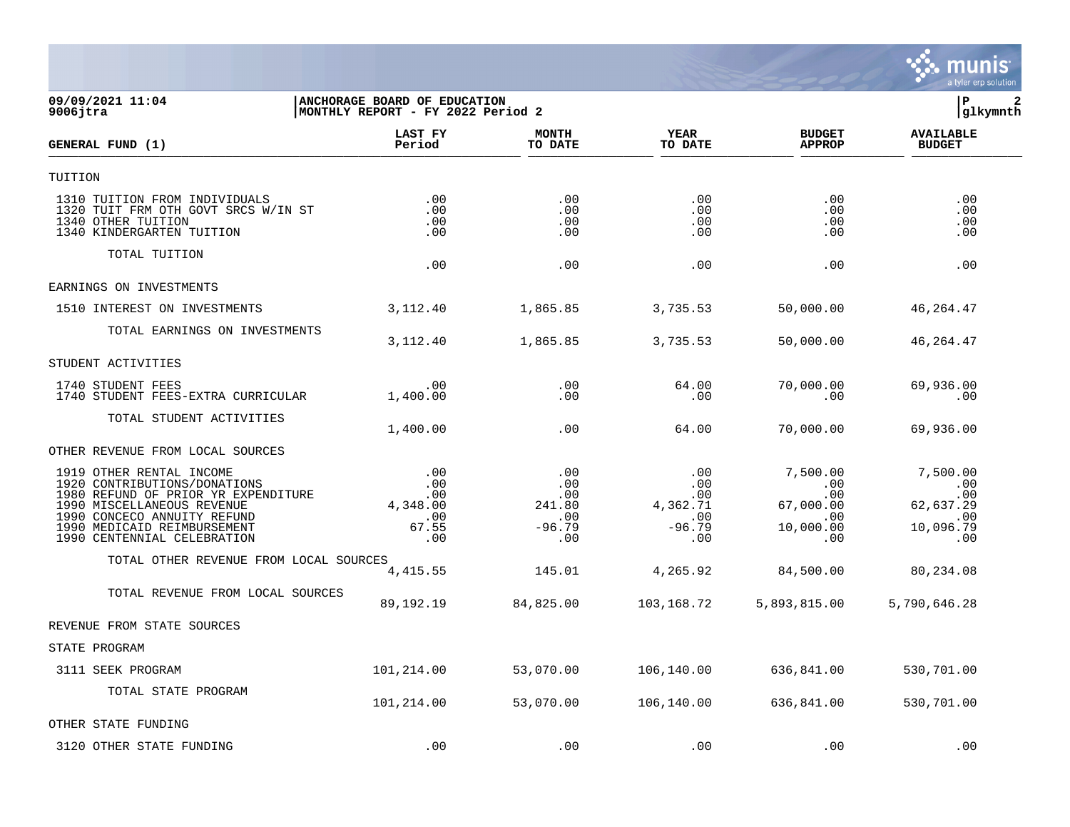**ANCHORAGE BOARD OF EDUCATION**
**MONTHLY REPORT - FY 2022 Period 2**

09/09/2021 11:04
9006jtra

| GENERAL FUND (1) | LAST FY Period | MONTH TO DATE | YEAR TO DATE | BUDGET APPROP | AVAILABLE BUDGET |
|---|---|---|---|---|---|
| TUITION | | | | | |
| 1310 TUITION FROM INDIVIDUALS | .00 | .00 | .00 | .00 | .00 |
| 1320 TUIT FRM OTH GOVT SRCS W/IN ST | .00 | .00 | .00 | .00 | .00 |
| 1340 OTHER TUITION | .00 | .00 | .00 | .00 | .00 |
| 1340 KINDERGARTEN TUITION | .00 | .00 | .00 | .00 | .00 |
| TOTAL TUITION | .00 | .00 | .00 | .00 | .00 |
| EARNINGS ON INVESTMENTS | | | | | |
| 1510 INTEREST ON INVESTMENTS | 3,112.40 | 1,865.85 | 3,735.53 | 50,000.00 | 46,264.47 |
| TOTAL EARNINGS ON INVESTMENTS | 3,112.40 | 1,865.85 | 3,735.53 | 50,000.00 | 46,264.47 |
| STUDENT ACTIVITIES | | | | | |
| 1740 STUDENT FEES | .00 | .00 | 64.00 | 70,000.00 | 69,936.00 |
| 1740 STUDENT FEES-EXTRA CURRICULAR | 1,400.00 | .00 | .00 | .00 | .00 |
| TOTAL STUDENT ACTIVITIES | 1,400.00 | .00 | 64.00 | 70,000.00 | 69,936.00 |
| OTHER REVENUE FROM LOCAL SOURCES | | | | | |
| 1919 OTHER RENTAL INCOME | .00 | .00 | .00 | 7,500.00 | 7,500.00 |
| 1920 CONTRIBUTIONS/DONATIONS | .00 | .00 | .00 | .00 | .00 |
| 1980 REFUND OF PRIOR YR EXPENDITURE | .00 | .00 | .00 | .00 | .00 |
| 1990 MISCELLANEOUS REVENUE | 4,348.00 | 241.80 | 4,362.71 | 67,000.00 | 62,637.29 |
| 1990 CONCECO ANNUITY REFUND | .00 | .00 | .00 | .00 | .00 |
| 1990 MEDICAID REIMBURSEMENT | 67.55 | -96.79 | -96.79 | 10,000.00 | 10,096.79 |
| 1990 CENTENNIAL CELEBRATION | .00 | .00 | .00 | .00 | .00 |
| TOTAL OTHER REVENUE FROM LOCAL SOURCES | 4,415.55 | 145.01 | 4,265.92 | 84,500.00 | 80,234.08 |
| TOTAL REVENUE FROM LOCAL SOURCES | 89,192.19 | 84,825.00 | 103,168.72 | 5,893,815.00 | 5,790,646.28 |
| REVENUE FROM STATE SOURCES | | | | | |
| STATE PROGRAM | | | | | |
| 3111 SEEK PROGRAM | 101,214.00 | 53,070.00 | 106,140.00 | 636,841.00 | 530,701.00 |
| TOTAL STATE PROGRAM | 101,214.00 | 53,070.00 | 106,140.00 | 636,841.00 | 530,701.00 |
| OTHER STATE FUNDING | | | | | |
| 3120 OTHER STATE FUNDING | .00 | .00 | .00 | .00 | .00 |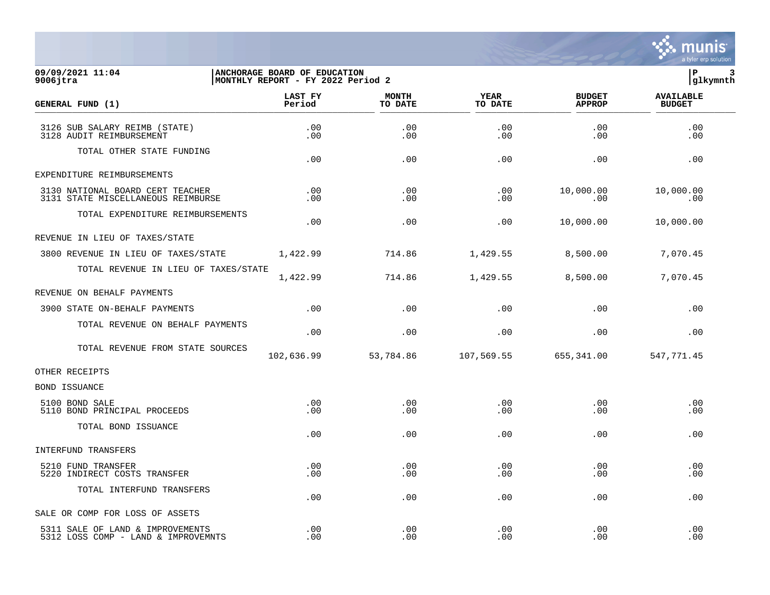09/09/2021 11:04 | ANCHORAGE BOARD OF EDUCATION
9006jtra | MONTHLY REPORT - FY 2022 Period 2

| GENERAL FUND (1) | LAST FY Period | MONTH TO DATE | YEAR TO DATE | BUDGET APPROP | AVAILABLE BUDGET |
|---|---|---|---|---|---|
| 3126 SUB SALARY REIMB (STATE) | .00 | .00 | .00 | .00 | .00 |
| 3128 AUDIT REIMBURSEMENT | .00 | .00 | .00 | .00 | .00 |
| TOTAL OTHER STATE FUNDING | .00 | .00 | .00 | .00 | .00 |
| EXPENDITURE REIMBURSEMENTS | | | | | |
| 3130 NATIONAL BOARD CERT TEACHER | .00 | .00 | .00 | 10,000.00 | 10,000.00 |
| 3131 STATE MISCELLANEOUS REIMBURSE | .00 | .00 | .00 | .00 | .00 |
| TOTAL EXPENDITURE REIMBURSEMENTS | .00 | .00 | .00 | 10,000.00 | 10,000.00 |
| REVENUE IN LIEU OF TAXES/STATE | | | | | |
| 3800 REVENUE IN LIEU OF TAXES/STATE | 1,422.99 | 714.86 | 1,429.55 | 8,500.00 | 7,070.45 |
| TOTAL REVENUE IN LIEU OF TAXES/STATE | 1,422.99 | 714.86 | 1,429.55 | 8,500.00 | 7,070.45 |
| REVENUE ON BEHALF PAYMENTS | | | | | |
| 3900 STATE ON-BEHALF PAYMENTS | .00 | .00 | .00 | .00 | .00 |
| TOTAL REVENUE ON BEHALF PAYMENTS | .00 | .00 | .00 | .00 | .00 |
| TOTAL REVENUE FROM STATE SOURCES | 102,636.99 | 53,784.86 | 107,569.55 | 655,341.00 | 547,771.45 |
| OTHER RECEIPTS | | | | | |
| BOND ISSUANCE | | | | | |
| 5100 BOND SALE | .00 | .00 | .00 | .00 | .00 |
| 5110 BOND PRINCIPAL PROCEEDS | .00 | .00 | .00 | .00 | .00 |
| TOTAL BOND ISSUANCE | .00 | .00 | .00 | .00 | .00 |
| INTERFUND TRANSFERS | | | | | |
| 5210 FUND TRANSFER | .00 | .00 | .00 | .00 | .00 |
| 5220 INDIRECT COSTS TRANSFER | .00 | .00 | .00 | .00 | .00 |
| TOTAL INTERFUND TRANSFERS | .00 | .00 | .00 | .00 | .00 |
| SALE OR COMP FOR LOSS OF ASSETS | | | | | |
| 5311 SALE OF LAND & IMPROVEMENTS | .00 | .00 | .00 | .00 | .00 |
| 5312 LOSS COMP - LAND & IMPROVEMNTS | .00 | .00 | .00 | .00 | .00 |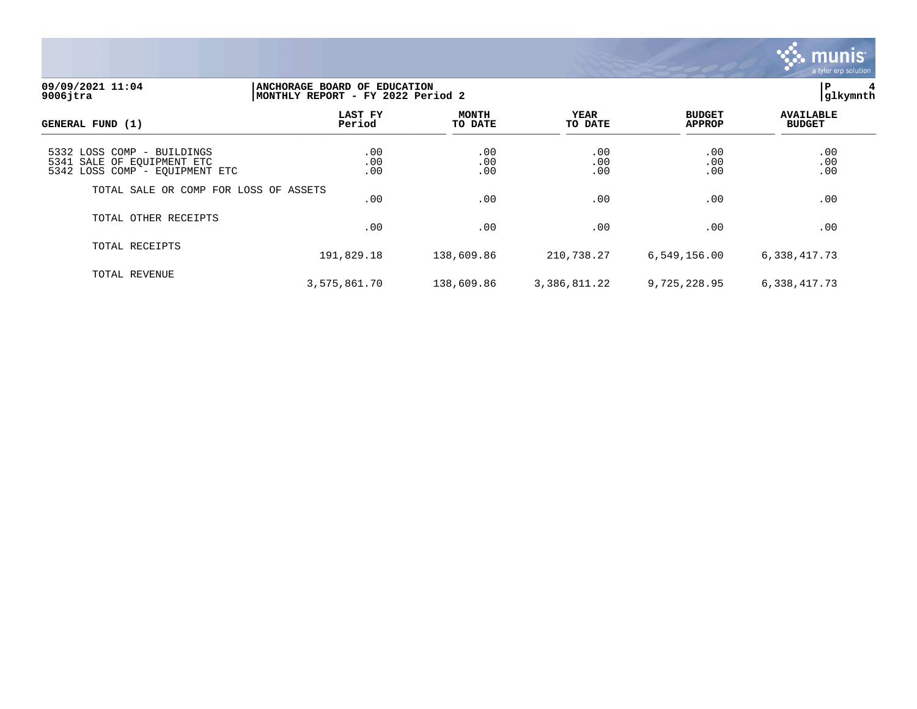**09/09/2021 11:04**
**9006jtra**

**ANCHORAGE BOARD OF EDUCATION**
**MONTHLY REPORT - FY 2022 Period 2**

**P 4**
**glkymnth**

| GENERAL FUND (1) | LAST FY Period | MONTH TO DATE | YEAR TO DATE | BUDGET APPROP | AVAILABLE BUDGET |
|---|---|---|---|---|---|
| 5332 LOSS COMP - BUILDINGS | .00 | .00 | .00 | .00 | .00 |
| 5341 SALE OF EQUIPMENT ETC | .00 | .00 | .00 | .00 | .00 |
| 5342 LOSS COMP - EQUIPMENT ETC | .00 | .00 | .00 | .00 | .00 |
| TOTAL SALE OR COMP FOR LOSS OF ASSETS | .00 | .00 | .00 | .00 | .00 |
| TOTAL OTHER RECEIPTS | .00 | .00 | .00 | .00 | .00 |
| TOTAL RECEIPTS | 191,829.18 | 138,609.86 | 210,738.27 | 6,549,156.00 | 6,338,417.73 |
| TOTAL REVENUE | 3,575,861.70 | 138,609.86 | 3,386,811.22 | 9,725,228.95 | 6,338,417.73 |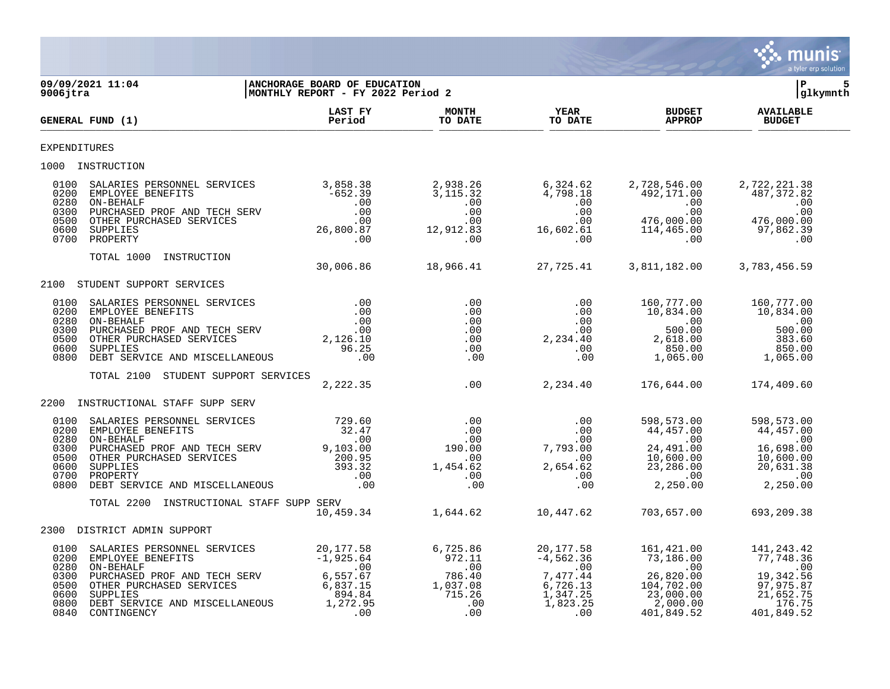**09/09/2021 11:04** | **ANCHORAGE BOARD OF EDUCATION** | **P 5**
**9006jtra** | **MONTHLY REPORT - FY 2022 Period 2** | **glkymnth**

| GENERAL FUND (1) | LAST FY Period | MONTH TO DATE | YEAR TO DATE | BUDGET APPROP | AVAILABLE BUDGET |
|---|---|---|---|---|---|
| EXPENDITURES | | | | | |
| 1000 INSTRUCTION | | | | | |
| 0100 SALARIES PERSONNEL SERVICES | 3,858.38 | 2,938.26 | 6,324.62 | 2,728,546.00 | 2,722,221.38 |
| 0200 EMPLOYEE BENEFITS | -652.39 | 3,115.32 | 4,798.18 | 492,171.00 | 487,372.82 |
| 0280 ON-BEHALF | .00 | .00 | .00 | .00 | .00 |
| 0300 PURCHASED PROF AND TECH SERV | .00 | .00 | .00 | .00 | .00 |
| 0500 OTHER PURCHASED SERVICES | .00 | .00 | .00 | 476,000.00 | 476,000.00 |
| 0600 SUPPLIES | 26,800.87 | 12,912.83 | 16,602.61 | 114,465.00 | 97,862.39 |
| 0700 PROPERTY | .00 | .00 | .00 | .00 | .00 |
| TOTAL 1000 INSTRUCTION | 30,006.86 | 18,966.41 | 27,725.41 | 3,811,182.00 | 3,783,456.59 |
| 2100 STUDENT SUPPORT SERVICES | | | | | |
| 0100 SALARIES PERSONNEL SERVICES | .00 | .00 | .00 | 160,777.00 | 160,777.00 |
| 0200 EMPLOYEE BENEFITS | .00 | .00 | .00 | 10,834.00 | 10,834.00 |
| 0280 ON-BEHALF | .00 | .00 | .00 | .00 | .00 |
| 0300 PURCHASED PROF AND TECH SERV | .00 | .00 | .00 | 500.00 | 500.00 |
| 0500 OTHER PURCHASED SERVICES | 2,126.10 | .00 | 2,234.40 | 2,618.00 | 383.60 |
| 0600 SUPPLIES | 96.25 | .00 | .00 | 850.00 | 850.00 |
| 0800 DEBT SERVICE AND MISCELLANEOUS | .00 | .00 | .00 | 1,065.00 | 1,065.00 |
| TOTAL 2100 STUDENT SUPPORT SERVICES | 2,222.35 | .00 | 2,234.40 | 176,644.00 | 174,409.60 |
| 2200 INSTRUCTIONAL STAFF SUPP SERV | | | | | |
| 0100 SALARIES PERSONNEL SERVICES | 729.60 | .00 | .00 | 598,573.00 | 598,573.00 |
| 0200 EMPLOYEE BENEFITS | 32.47 | .00 | .00 | 44,457.00 | 44,457.00 |
| 0280 ON-BEHALF | .00 | .00 | .00 | .00 | .00 |
| 0300 PURCHASED PROF AND TECH SERV | 9,103.00 | 190.00 | 7,793.00 | 24,491.00 | 16,698.00 |
| 0500 OTHER PURCHASED SERVICES | 200.95 | .00 | .00 | 10,600.00 | 10,600.00 |
| 0600 SUPPLIES | 393.32 | 1,454.62 | 2,654.62 | 23,286.00 | 20,631.38 |
| 0700 PROPERTY | .00 | .00 | .00 | .00 | .00 |
| 0800 DEBT SERVICE AND MISCELLANEOUS | .00 | .00 | .00 | 2,250.00 | 2,250.00 |
| TOTAL 2200 INSTRUCTIONAL STAFF SUPP SERV | 10,459.34 | 1,644.62 | 10,447.62 | 703,657.00 | 693,209.38 |
| 2300 DISTRICT ADMIN SUPPORT | | | | | |
| 0100 SALARIES PERSONNEL SERVICES | 20,177.58 | 6,725.86 | 20,177.58 | 161,421.00 | 141,243.42 |
| 0200 EMPLOYEE BENEFITS | -1,925.64 | 972.11 | -4,562.36 | 73,186.00 | 77,748.36 |
| 0280 ON-BEHALF | .00 | .00 | .00 | .00 | .00 |
| 0300 PURCHASED PROF AND TECH SERV | 6,557.67 | 786.40 | 7,477.44 | 26,820.00 | 19,342.56 |
| 0500 OTHER PURCHASED SERVICES | 6,837.15 | 1,037.08 | 6,726.13 | 104,702.00 | 97,975.87 |
| 0600 SUPPLIES | 894.84 | 715.26 | 1,347.25 | 23,000.00 | 21,652.75 |
| 0800 DEBT SERVICE AND MISCELLANEOUS | 1,272.95 | .00 | 1,823.25 | 2,000.00 | 176.75 |
| 0840 CONTINGENCY | .00 | .00 | .00 | 401,849.52 | 401,849.52 |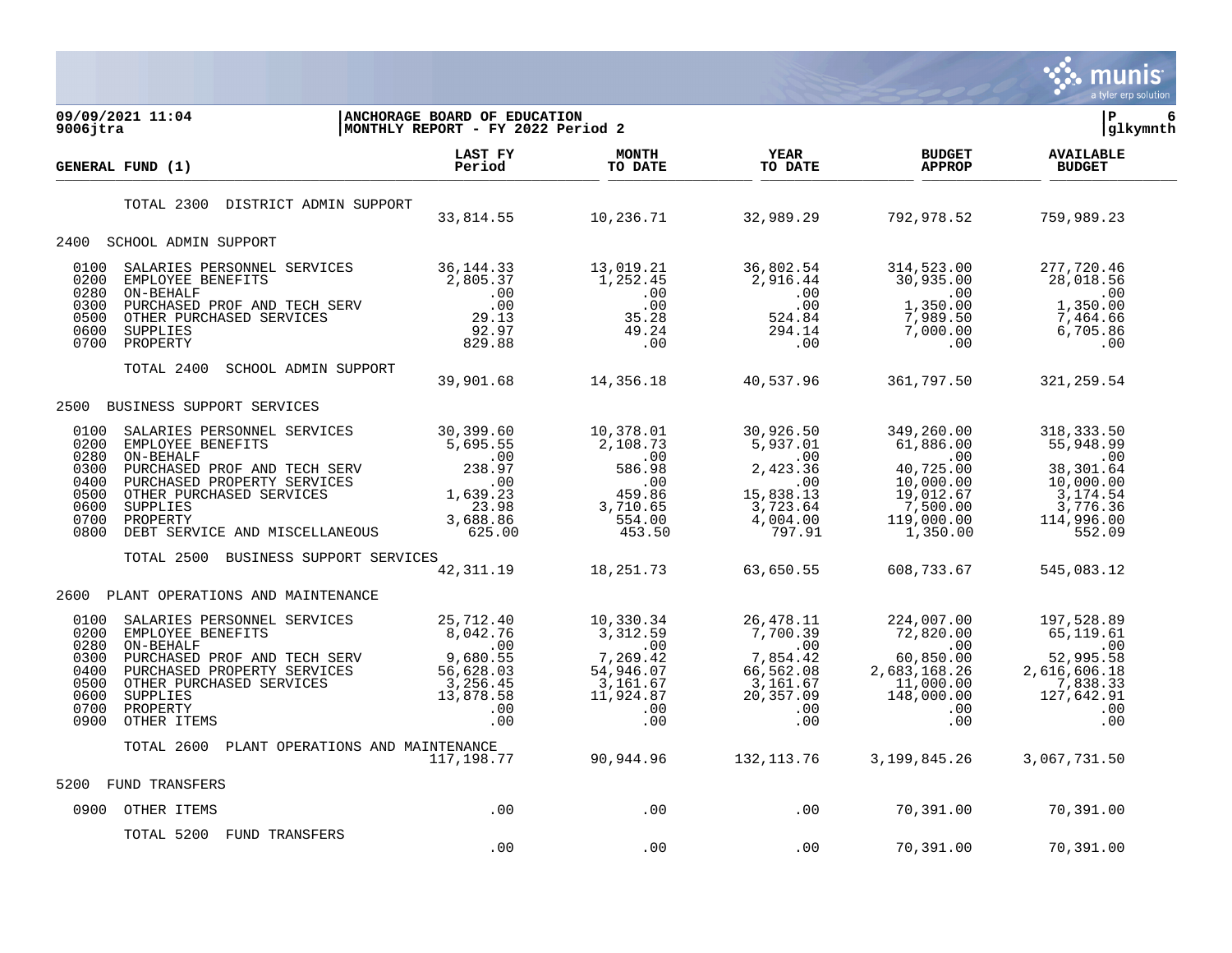**ANCHORAGE BOARD OF EDUCATION**
**MONTHLY REPORT - FY 2022 Period 2**

09/09/2021 11:04
9006jtra

glkymnth

| GENERAL FUND (1) | LAST FY Period | MONTH TO DATE | YEAR TO DATE | BUDGET APPROP | AVAILABLE BUDGET |
|---|---|---|---|---|---|
| TOTAL 2300 DISTRICT ADMIN SUPPORT | 33,814.55 | 10,236.71 | 32,989.29 | 792,978.52 | 759,989.23 |
| **2400 SCHOOL ADMIN SUPPORT** | | | | | |
| 0100 SALARIES PERSONNEL SERVICES | 36,144.33 | 13,019.21 | 36,802.54 | 314,523.00 | 277,720.46 |
| 0200 EMPLOYEE BENEFITS | 2,805.37 | 1,252.45 | 2,916.44 | 30,935.00 | 28,018.56 |
| 0280 ON-BEHALF | .00 | .00 | .00 | .00 | .00 |
| 0300 PURCHASED PROF AND TECH SERV | .00 | .00 | .00 | 1,350.00 | 1,350.00 |
| 0500 OTHER PURCHASED SERVICES | 29.13 | 35.28 | 524.84 | 7,989.50 | 7,464.66 |
| 0600 SUPPLIES | 92.97 | 49.24 | 294.14 | 7,000.00 | 6,705.86 |
| 0700 PROPERTY | 829.88 | .00 | .00 | .00 | .00 |
| TOTAL 2400 SCHOOL ADMIN SUPPORT | 39,901.68 | 14,356.18 | 40,537.96 | 361,797.50 | 321,259.54 |
| **2500 BUSINESS SUPPORT SERVICES** | | | | | |
| 0100 SALARIES PERSONNEL SERVICES | 30,399.60 | 10,378.01 | 30,926.50 | 349,260.00 | 318,333.50 |
| 0200 EMPLOYEE BENEFITS | 5,695.55 | 2,108.73 | 5,937.01 | 61,886.00 | 55,948.99 |
| 0280 ON-BEHALF | .00 | .00 | .00 | .00 | .00 |
| 0300 PURCHASED PROF AND TECH SERV | 238.97 | 586.98 | 2,423.36 | 40,725.00 | 38,301.64 |
| 0400 PURCHASED PROPERTY SERVICES | .00 | .00 | .00 | 10,000.00 | 10,000.00 |
| 0500 OTHER PURCHASED SERVICES | 1,639.23 | 459.86 | 15,838.13 | 19,012.67 | 3,174.54 |
| 0600 SUPPLIES | 23.98 | 3,710.65 | 3,723.64 | 7,500.00 | 3,776.36 |
| 0700 PROPERTY | 3,688.86 | 554.00 | 4,004.00 | 119,000.00 | 114,996.00 |
| 0800 DEBT SERVICE AND MISCELLANEOUS | 625.00 | 453.50 | 797.91 | 1,350.00 | 552.09 |
| TOTAL 2500 BUSINESS SUPPORT SERVICES | 42,311.19 | 18,251.73 | 63,650.55 | 608,733.67 | 545,083.12 |
| **2600 PLANT OPERATIONS AND MAINTENANCE** | | | | | |
| 0100 SALARIES PERSONNEL SERVICES | 25,712.40 | 10,330.34 | 26,478.11 | 224,007.00 | 197,528.89 |
| 0200 EMPLOYEE BENEFITS | 8,042.76 | 3,312.59 | 7,700.39 | 72,820.00 | 65,119.61 |
| 0280 ON-BEHALF | .00 | .00 | .00 | .00 | .00 |
| 0300 PURCHASED PROF AND TECH SERV | 9,680.55 | 7,269.42 | 7,854.42 | 60,850.00 | 52,995.58 |
| 0400 PURCHASED PROPERTY SERVICES | 56,628.03 | 54,946.07 | 66,562.08 | 2,683,168.26 | 2,616,606.18 |
| 0500 OTHER PURCHASED SERVICES | 3,256.45 | 3,161.67 | 3,161.67 | 11,000.00 | 7,838.33 |
| 0600 SUPPLIES | 13,878.58 | 11,924.87 | 20,357.09 | 148,000.00 | 127,642.91 |
| 0700 PROPERTY | .00 | .00 | .00 | .00 | .00 |
| 0900 OTHER ITEMS | .00 | .00 | .00 | .00 | .00 |
| TOTAL 2600 PLANT OPERATIONS AND MAINTENANCE | 117,198.77 | 90,944.96 | 132,113.76 | 3,199,845.26 | 3,067,731.50 |
| **5200 FUND TRANSFERS** | | | | | |
| 0900 OTHER ITEMS | .00 | .00 | .00 | 70,391.00 | 70,391.00 |
| TOTAL 5200 FUND TRANSFERS | .00 | .00 | .00 | 70,391.00 | 70,391.00 |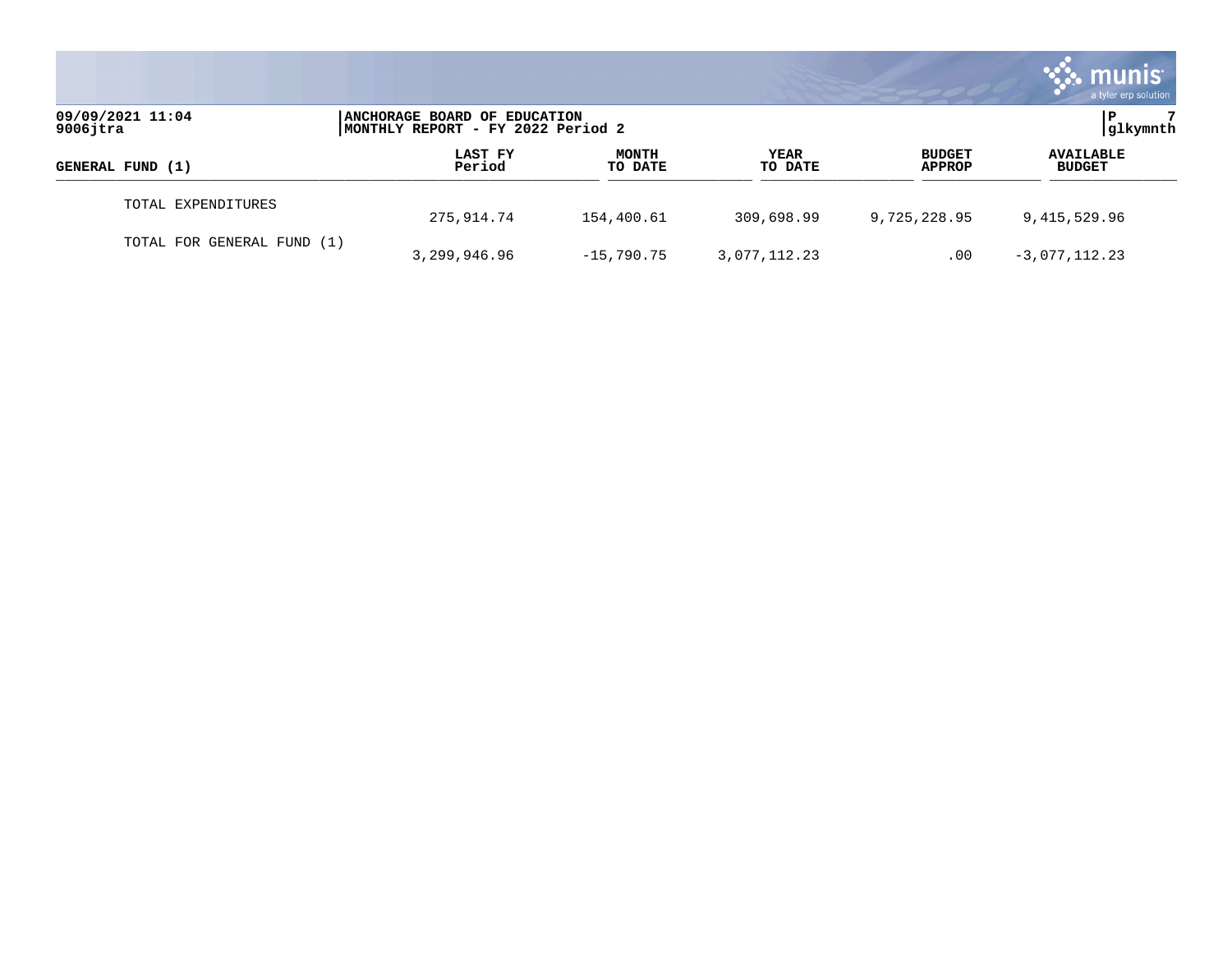| GENERAL FUND (1) | LAST FY Period | MONTH TO DATE | YEAR TO DATE | BUDGET APPROP | AVAILABLE BUDGET |
|---|---|---|---|---|---|
| TOTAL EXPENDITURES | 275,914.74 | 154,400.61 | 309,698.99 | 9,725,228.95 | 9,415,529.96 |
| TOTAL FOR GENERAL FUND (1) | 3,299,946.96 | -15,790.75 | 3,077,112.23 | .00 | -3,077,112.23 |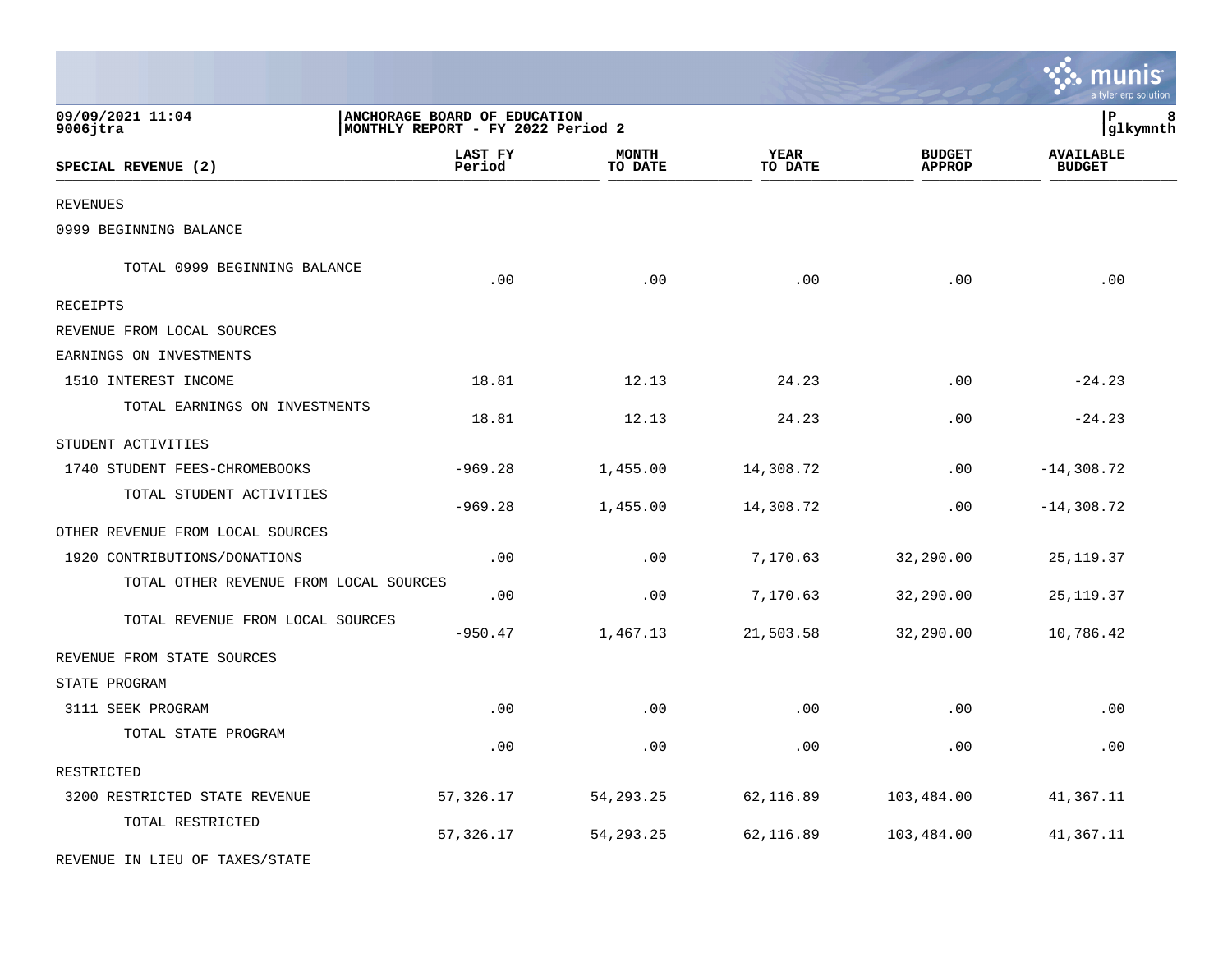**ANCHORAGE BOARD OF EDUCATION**
**MONTHLY REPORT - FY 2022 Period 2**

09/09/2021 11:04
9006jtra

P 8
glkymnth

| SPECIAL REVENUE (2) | LAST FY Period | MONTH TO DATE | YEAR TO DATE | BUDGET APPROP | AVAILABLE BUDGET |
|---|---|---|---|---|---|
| REVENUES | | | | | |
| 0999 BEGINNING BALANCE | | | | | |
| TOTAL 0999 BEGINNING BALANCE | .00 | .00 | .00 | .00 | .00 |
| RECEIPTS | | | | | |
| REVENUE FROM LOCAL SOURCES | | | | | |
| EARNINGS ON INVESTMENTS | | | | | |
| 1510 INTEREST INCOME | 18.81 | 12.13 | 24.23 | .00 | -24.23 |
| TOTAL EARNINGS ON INVESTMENTS | 18.81 | 12.13 | 24.23 | .00 | -24.23 |
| STUDENT ACTIVITIES | | | | | |
| 1740 STUDENT FEES-CHROMEBOOKS | -969.28 | 1,455.00 | 14,308.72 | .00 | -14,308.72 |
| TOTAL STUDENT ACTIVITIES | -969.28 | 1,455.00 | 14,308.72 | .00 | -14,308.72 |
| OTHER REVENUE FROM LOCAL SOURCES | | | | | |
| 1920 CONTRIBUTIONS/DONATIONS | .00 | .00 | 7,170.63 | 32,290.00 | 25,119.37 |
| TOTAL OTHER REVENUE FROM LOCAL SOURCES | .00 | .00 | 7,170.63 | 32,290.00 | 25,119.37 |
| TOTAL REVENUE FROM LOCAL SOURCES | -950.47 | 1,467.13 | 21,503.58 | 32,290.00 | 10,786.42 |
| REVENUE FROM STATE SOURCES | | | | | |
| STATE PROGRAM | | | | | |
| 3111 SEEK PROGRAM | .00 | .00 | .00 | .00 | .00 |
| TOTAL STATE PROGRAM | .00 | .00 | .00 | .00 | .00 |
| RESTRICTED | | | | | |
| 3200 RESTRICTED STATE REVENUE | 57,326.17 | 54,293.25 | 62,116.89 | 103,484.00 | 41,367.11 |
| TOTAL RESTRICTED | 57,326.17 | 54,293.25 | 62,116.89 | 103,484.00 | 41,367.11 |
| REVENUE IN LIEU OF TAXES/STATE | | | | | |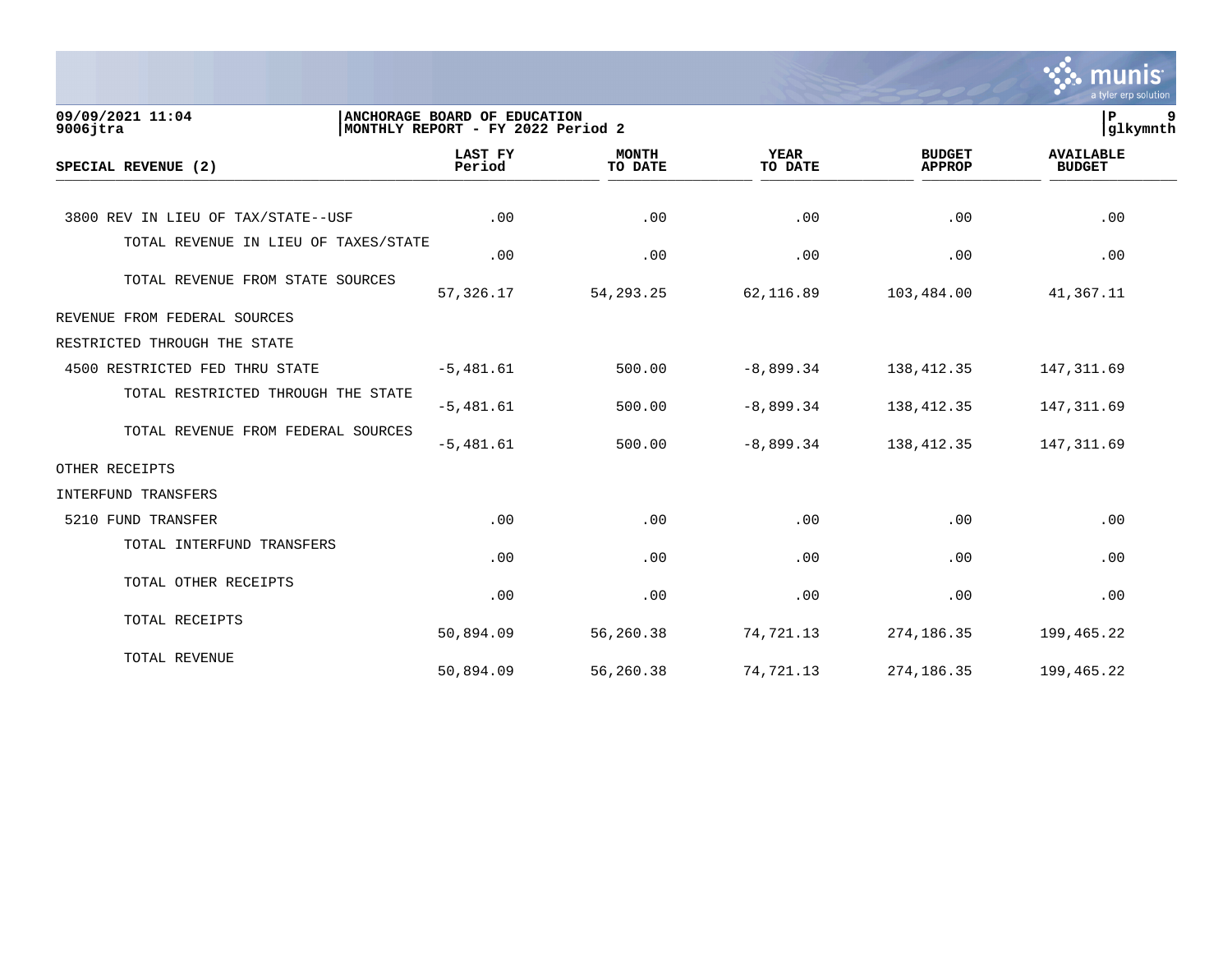09/09/2021 11:04 | ANCHORAGE BOARD OF EDUCATION
9006jtra | MONTHLY REPORT - FY 2022 Period 2
glkymnth

| SPECIAL REVENUE (2) | LAST FY Period | MONTH TO DATE | YEAR TO DATE | BUDGET APPROP | AVAILABLE BUDGET |
|---|---|---|---|---|---|
| 3800 REV IN LIEU OF TAX/STATE--USF | .00 | .00 | .00 | .00 | .00 |
| TOTAL REVENUE IN LIEU OF TAXES/STATE | .00 | .00 | .00 | .00 | .00 |
| TOTAL REVENUE FROM STATE SOURCES | 57,326.17 | 54,293.25 | 62,116.89 | 103,484.00 | 41,367.11 |
| REVENUE FROM FEDERAL SOURCES | | | | | |
| RESTRICTED THROUGH THE STATE | | | | | |
| 4500 RESTRICTED FED THRU STATE | -5,481.61 | 500.00 | -8,899.34 | 138,412.35 | 147,311.69 |
| TOTAL RESTRICTED THROUGH THE STATE | -5,481.61 | 500.00 | -8,899.34 | 138,412.35 | 147,311.69 |
| TOTAL REVENUE FROM FEDERAL SOURCES | -5,481.61 | 500.00 | -8,899.34 | 138,412.35 | 147,311.69 |
| OTHER RECEIPTS | | | | | |
| INTERFUND TRANSFERS | | | | | |
| 5210 FUND TRANSFER | .00 | .00 | .00 | .00 | .00 |
| TOTAL INTERFUND TRANSFERS | .00 | .00 | .00 | .00 | .00 |
| TOTAL OTHER RECEIPTS | .00 | .00 | .00 | .00 | .00 |
| TOTAL RECEIPTS | 50,894.09 | 56,260.38 | 74,721.13 | 274,186.35 | 199,465.22 |
| TOTAL REVENUE | 50,894.09 | 56,260.38 | 74,721.13 | 274,186.35 | 199,465.22 |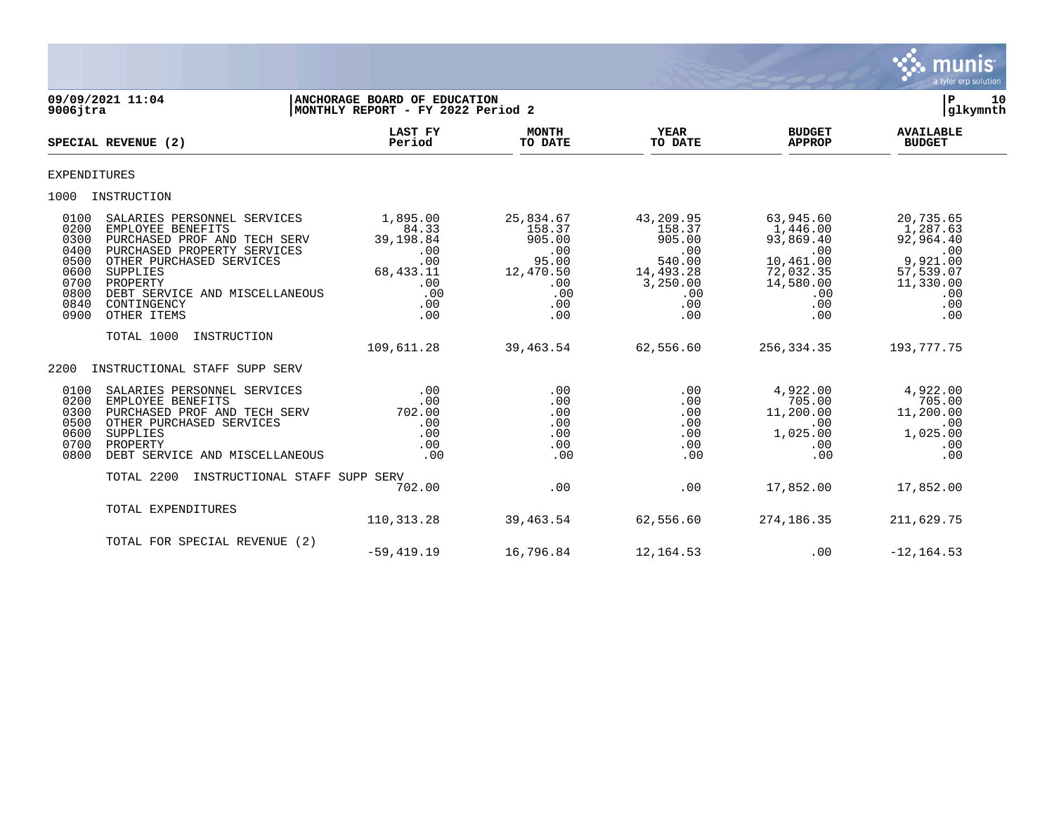**09/09/2021 11:04**
**9006jtra**

**ANCHORAGE BOARD OF EDUCATION**
**MONTHLY REPORT - FY 2022 Period 2**

**glkymnth**

| SPECIAL REVENUE (2) | | LAST FY Period | MONTH TO DATE | YEAR TO DATE | BUDGET APPROP | AVAILABLE BUDGET |
|---|---|---|---|---|---|---|
| **EXPENDITURES** | | | | | | |
| **1000** | **INSTRUCTION** | | | | | |
| 0100 | SALARIES PERSONNEL SERVICES | 1,895.00 | 25,834.67 | 43,209.95 | 63,945.60 | 20,735.65 |
| 0200 | EMPLOYEE BENEFITS | 84.33 | 158.37 | 158.37 | 1,446.00 | 1,287.63 |
| 0300 | PURCHASED PROF AND TECH SERV | 39,198.84 | 905.00 | 905.00 | 93,869.40 | 92,964.40 |
| 0400 | PURCHASED PROPERTY SERVICES | .00 | .00 | .00 | .00 | .00 |
| 0500 | OTHER PURCHASED SERVICES | .00 | 95.00 | 540.00 | 10,461.00 | 9,921.00 |
| 0600 | SUPPLIES | 68,433.11 | 12,470.50 | 14,493.28 | 72,032.35 | 57,539.07 |
| 0700 | PROPERTY | .00 | .00 | 3,250.00 | 14,580.00 | 11,330.00 |
| 0800 | DEBT SERVICE AND MISCELLANEOUS | .00 | .00 | .00 | .00 | .00 |
| 0840 | CONTINGENCY | .00 | .00 | .00 | .00 | .00 |
| 0900 | OTHER ITEMS | .00 | .00 | .00 | .00 | .00 |
| | TOTAL 1000 INSTRUCTION | 109,611.28 | 39,463.54 | 62,556.60 | 256,334.35 | 193,777.75 |
| **2200** | **INSTRUCTIONAL STAFF SUPP SERV** | | | | | |
| 0100 | SALARIES PERSONNEL SERVICES | .00 | .00 | .00 | 4,922.00 | 4,922.00 |
| 0200 | EMPLOYEE BENEFITS | .00 | .00 | .00 | 705.00 | 705.00 |
| 0300 | PURCHASED PROF AND TECH SERV | 702.00 | .00 | .00 | 11,200.00 | 11,200.00 |
| 0500 | OTHER PURCHASED SERVICES | .00 | .00 | .00 | .00 | .00 |
| 0600 | SUPPLIES | .00 | .00 | .00 | 1,025.00 | 1,025.00 |
| 0700 | PROPERTY | .00 | .00 | .00 | .00 | .00 |
| 0800 | DEBT SERVICE AND MISCELLANEOUS | .00 | .00 | .00 | .00 | .00 |
| | TOTAL 2200 INSTRUCTIONAL STAFF SUPP SERV | 702.00 | .00 | .00 | 17,852.00 | 17,852.00 |
| | TOTAL EXPENDITURES | 110,313.28 | 39,463.54 | 62,556.60 | 274,186.35 | 211,629.75 |
| | TOTAL FOR SPECIAL REVENUE (2) | -59,419.19 | 16,796.84 | 12,164.53 | .00 | -12,164.53 |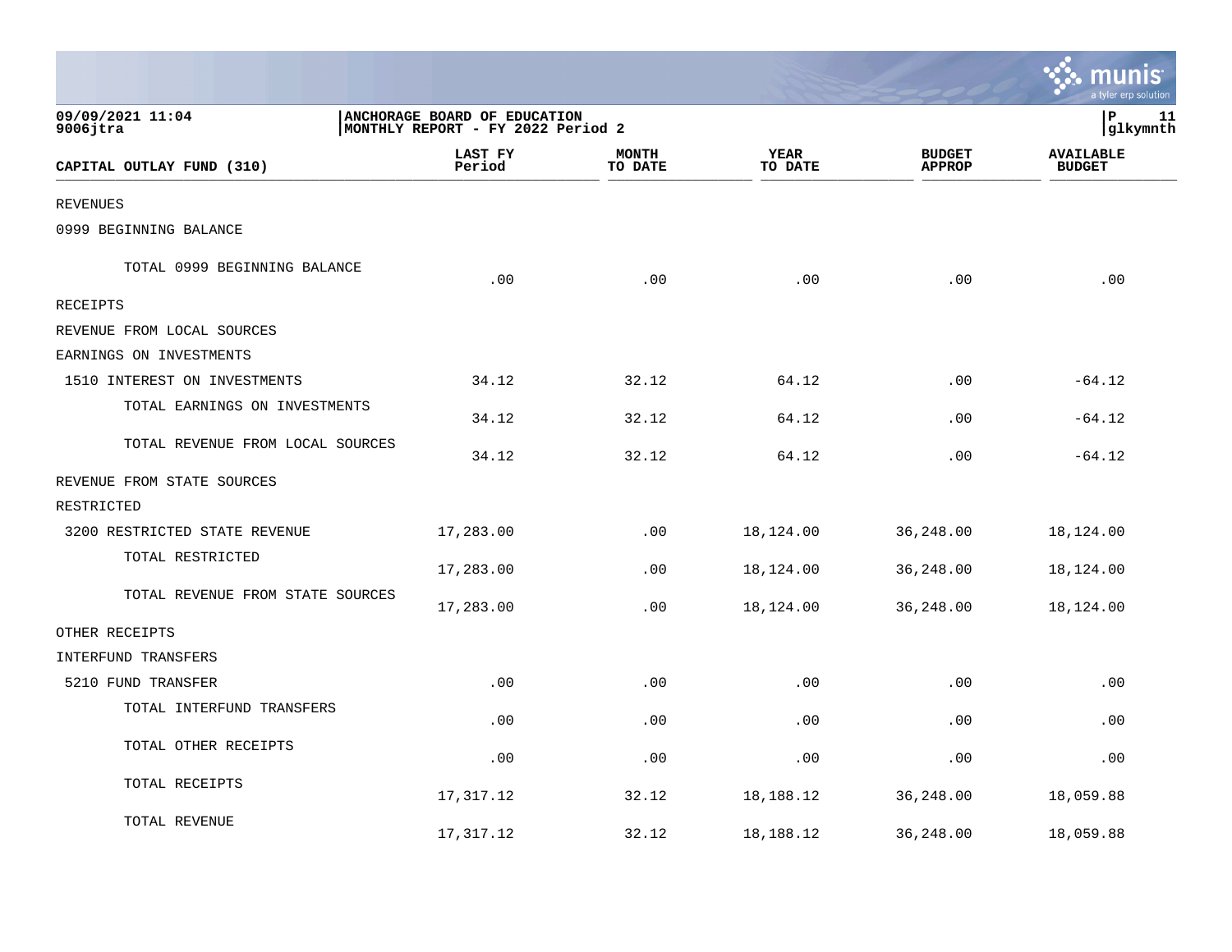09/09/2021 11:04
9006jtra

**ANCHORAGE BOARD OF EDUCATION**
**MONTHLY REPORT - FY 2022 Period 2**

P 11
glkymnth

| CAPITAL OUTLAY FUND (310) | LAST FY Period | MONTH TO DATE | YEAR TO DATE | BUDGET APPROP | AVAILABLE BUDGET |
|---|---|---|---|---|---|
| REVENUES | | | | | |
| 0999 BEGINNING BALANCE | | | | | |
| TOTAL 0999 BEGINNING BALANCE | .00 | .00 | .00 | .00 | .00 |
| RECEIPTS | | | | | |
| REVENUE FROM LOCAL SOURCES | | | | | |
| EARNINGS ON INVESTMENTS | | | | | |
| 1510 INTEREST ON INVESTMENTS | 34.12 | 32.12 | 64.12 | .00 | -64.12 |
| TOTAL EARNINGS ON INVESTMENTS | 34.12 | 32.12 | 64.12 | .00 | -64.12 |
| TOTAL REVENUE FROM LOCAL SOURCES | 34.12 | 32.12 | 64.12 | .00 | -64.12 |
| REVENUE FROM STATE SOURCES | | | | | |
| RESTRICTED | | | | | |
| 3200 RESTRICTED STATE REVENUE | 17,283.00 | .00 | 18,124.00 | 36,248.00 | 18,124.00 |
| TOTAL RESTRICTED | 17,283.00 | .00 | 18,124.00 | 36,248.00 | 18,124.00 |
| TOTAL REVENUE FROM STATE SOURCES | 17,283.00 | .00 | 18,124.00 | 36,248.00 | 18,124.00 |
| OTHER RECEIPTS | | | | | |
| INTERFUND TRANSFERS | | | | | |
| 5210 FUND TRANSFER | .00 | .00 | .00 | .00 | .00 |
| TOTAL INTERFUND TRANSFERS | .00 | .00 | .00 | .00 | .00 |
| TOTAL OTHER RECEIPTS | .00 | .00 | .00 | .00 | .00 |
| TOTAL RECEIPTS | 17,317.12 | 32.12 | 18,188.12 | 36,248.00 | 18,059.88 |
| TOTAL REVENUE | 17,317.12 | 32.12 | 18,188.12 | 36,248.00 | 18,059.88 |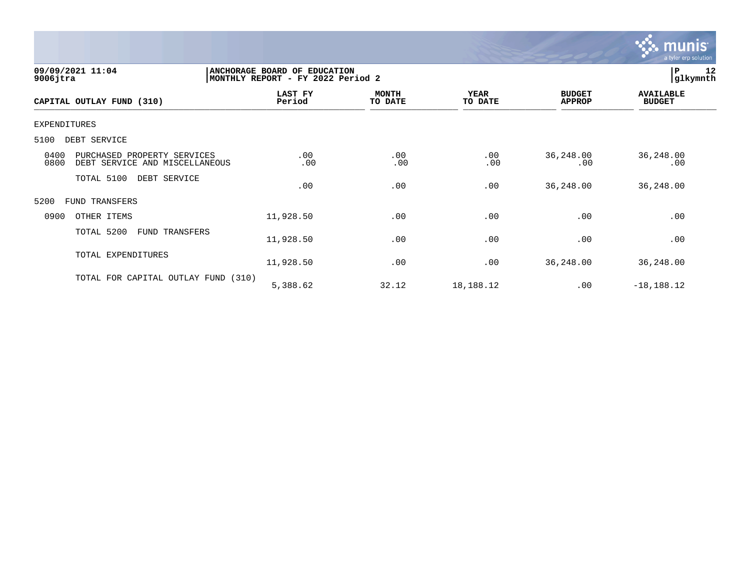**ANCHORAGE BOARD OF EDUCATION**
**MONTHLY REPORT - FY 2022 Period 2**

| CAPITAL OUTLAY FUND (310) | LAST FY Period | MONTH TO DATE | YEAR TO DATE | BUDGET APPROP | AVAILABLE BUDGET |
|---|---|---|---|---|---|
| EXPENDITURES | | | | | |
| 5100 DEBT SERVICE | | | | | |
| 0400 PURCHASED PROPERTY SERVICES | .00 | .00 | .00 | 36,248.00 | 36,248.00 |
| 0800 DEBT SERVICE AND MISCELLANEOUS | .00 | .00 | .00 | .00 | .00 |
| TOTAL 5100 DEBT SERVICE | .00 | .00 | .00 | 36,248.00 | 36,248.00 |
| 5200 FUND TRANSFERS | | | | | |
| 0900 OTHER ITEMS | 11,928.50 | .00 | .00 | .00 | .00 |
| TOTAL 5200 FUND TRANSFERS | 11,928.50 | .00 | .00 | .00 | .00 |
| TOTAL EXPENDITURES | 11,928.50 | .00 | .00 | 36,248.00 | 36,248.00 |
| TOTAL FOR CAPITAL OUTLAY FUND (310) | 5,388.62 | 32.12 | 18,188.12 | .00 | -18,188.12 |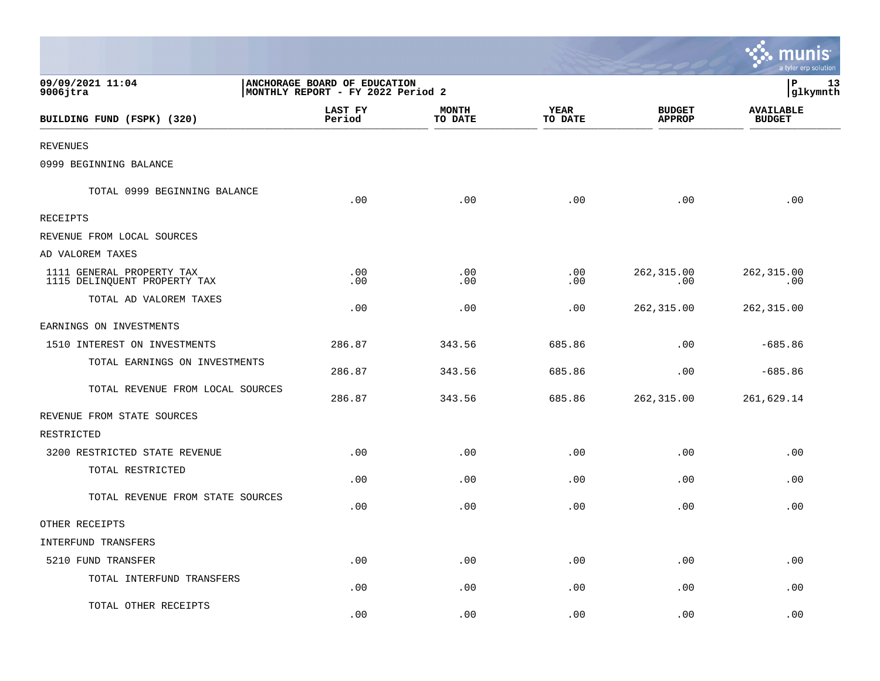09/09/2021 11:04 | ANCHORAGE BOARD OF EDUCATION
9006jtra | MONTHLY REPORT - FY 2022 Period 2

| BUILDING FUND (FSPK) (320) | LAST FY Period | MONTH TO DATE | YEAR TO DATE | BUDGET APPROP | AVAILABLE BUDGET |
|---|---|---|---|---|---|
| REVENUES | | | | | |
| 0999 BEGINNING BALANCE | | | | | |
| TOTAL 0999 BEGINNING BALANCE | .00 | .00 | .00 | .00 | .00 |
| RECEIPTS | | | | | |
| REVENUE FROM LOCAL SOURCES | | | | | |
| AD VALOREM TAXES | | | | | |
| 1111 GENERAL PROPERTY TAX | .00 | .00 | .00 | 262,315.00 | 262,315.00 |
| 1115 DELINQUENT PROPERTY TAX | .00 | .00 | .00 | .00 | .00 |
| TOTAL AD VALOREM TAXES | .00 | .00 | .00 | 262,315.00 | 262,315.00 |
| EARNINGS ON INVESTMENTS | | | | | |
| 1510 INTEREST ON INVESTMENTS | 286.87 | 343.56 | 685.86 | .00 | -685.86 |
| TOTAL EARNINGS ON INVESTMENTS | 286.87 | 343.56 | 685.86 | .00 | -685.86 |
| TOTAL REVENUE FROM LOCAL SOURCES | 286.87 | 343.56 | 685.86 | 262,315.00 | 261,629.14 |
| REVENUE FROM STATE SOURCES | | | | | |
| RESTRICTED | | | | | |
| 3200 RESTRICTED STATE REVENUE | .00 | .00 | .00 | .00 | .00 |
| TOTAL RESTRICTED | .00 | .00 | .00 | .00 | .00 |
| TOTAL REVENUE FROM STATE SOURCES | .00 | .00 | .00 | .00 | .00 |
| OTHER RECEIPTS | | | | | |
| INTERFUND TRANSFERS | | | | | |
| 5210 FUND TRANSFER | .00 | .00 | .00 | .00 | .00 |
| TOTAL INTERFUND TRANSFERS | .00 | .00 | .00 | .00 | .00 |
| TOTAL OTHER RECEIPTS | .00 | .00 | .00 | .00 | .00 |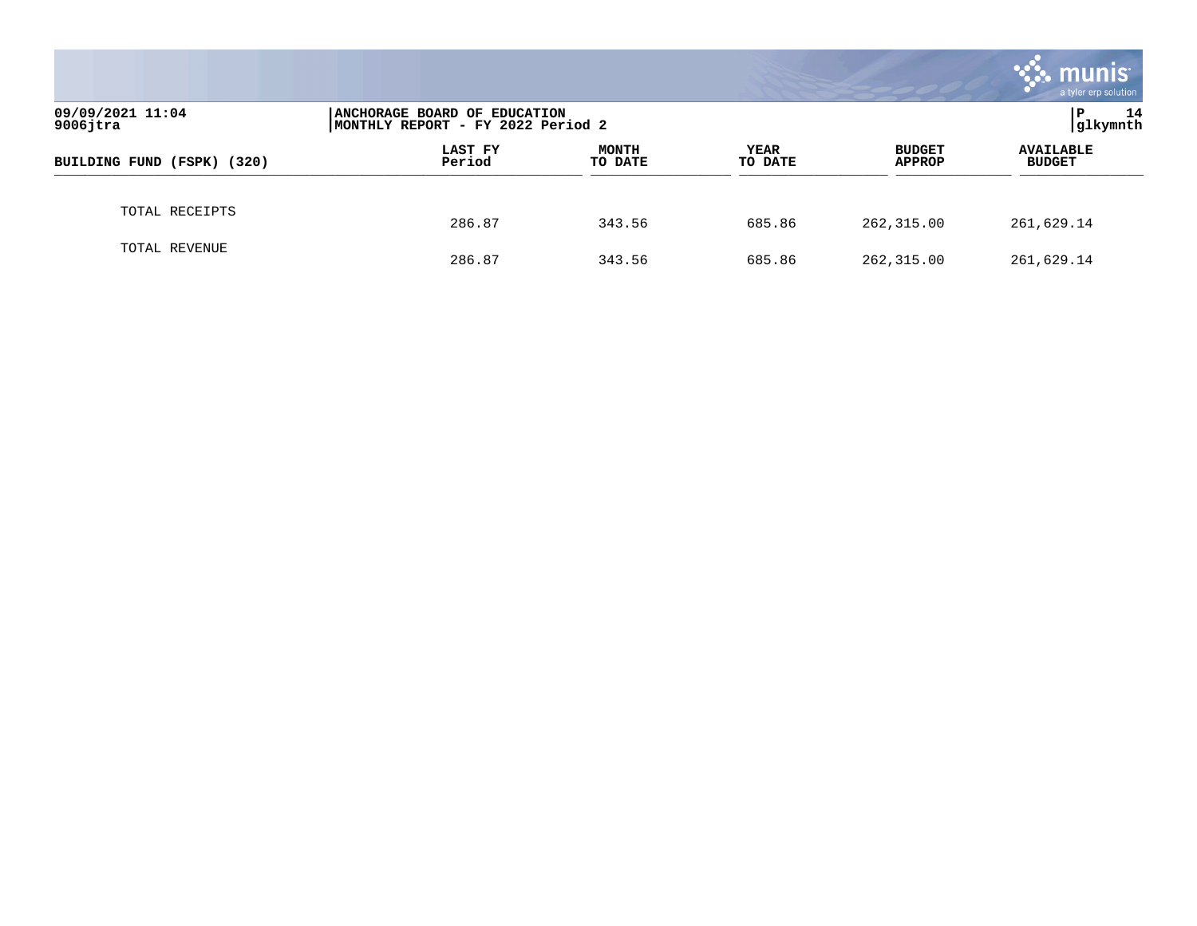**ANCHORAGE BOARD OF EDUCATION**
**MONTHLY REPORT - FY 2022 Period 2**

| BUILDING FUND (FSPK) (320) | LAST FY Period | MONTH TO DATE | YEAR TO DATE | BUDGET APPROP | AVAILABLE BUDGET |
|---|---|---|---|---|---|
| TOTAL RECEIPTS | 286.87 | 343.56 | 685.86 | 262,315.00 | 261,629.14 |
| TOTAL REVENUE | 286.87 | 343.56 | 685.86 | 262,315.00 | 261,629.14 |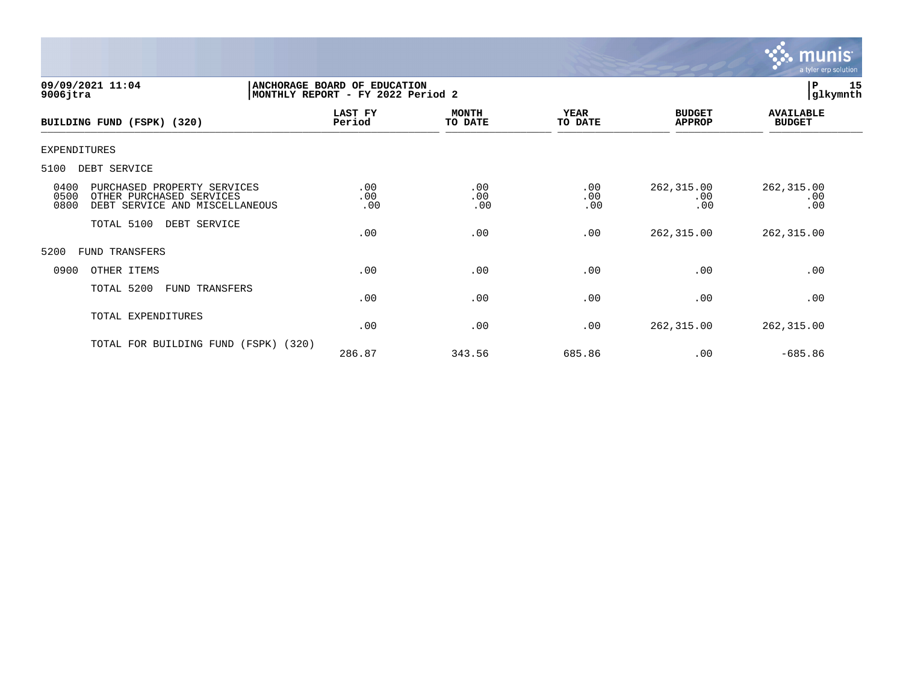**09/09/2021 11:04**
**9006jtra**

**ANCHORAGE BOARD OF EDUCATION**
**MONTHLY REPORT - FY 2022 Period 2**

**P 15**
**glkymnth**

| BUILDING FUND (FSPK) (320) | LAST FY Period | MONTH TO DATE | YEAR TO DATE | BUDGET APPROP | AVAILABLE BUDGET |
|---|---|---|---|---|---|
| EXPENDITURES | | | | | |
| 5100 DEBT SERVICE | | | | | |
| 0400 PURCHASED PROPERTY SERVICES | .00 | .00 | .00 | 262,315.00 | 262,315.00 |
| 0500 OTHER PURCHASED SERVICES | .00 | .00 | .00 | .00 | .00 |
| 0800 DEBT SERVICE AND MISCELLANEOUS | .00 | .00 | .00 | .00 | .00 |
| TOTAL 5100 DEBT SERVICE | .00 | .00 | .00 | 262,315.00 | 262,315.00 |
| 5200 FUND TRANSFERS | | | | | |
| 0900 OTHER ITEMS | .00 | .00 | .00 | .00 | .00 |
| TOTAL 5200 FUND TRANSFERS | .00 | .00 | .00 | .00 | .00 |
| TOTAL EXPENDITURES | .00 | .00 | .00 | 262,315.00 | 262,315.00 |
| TOTAL FOR BUILDING FUND (FSPK) (320) | 286.87 | 343.56 | 685.86 | .00 | -685.86 |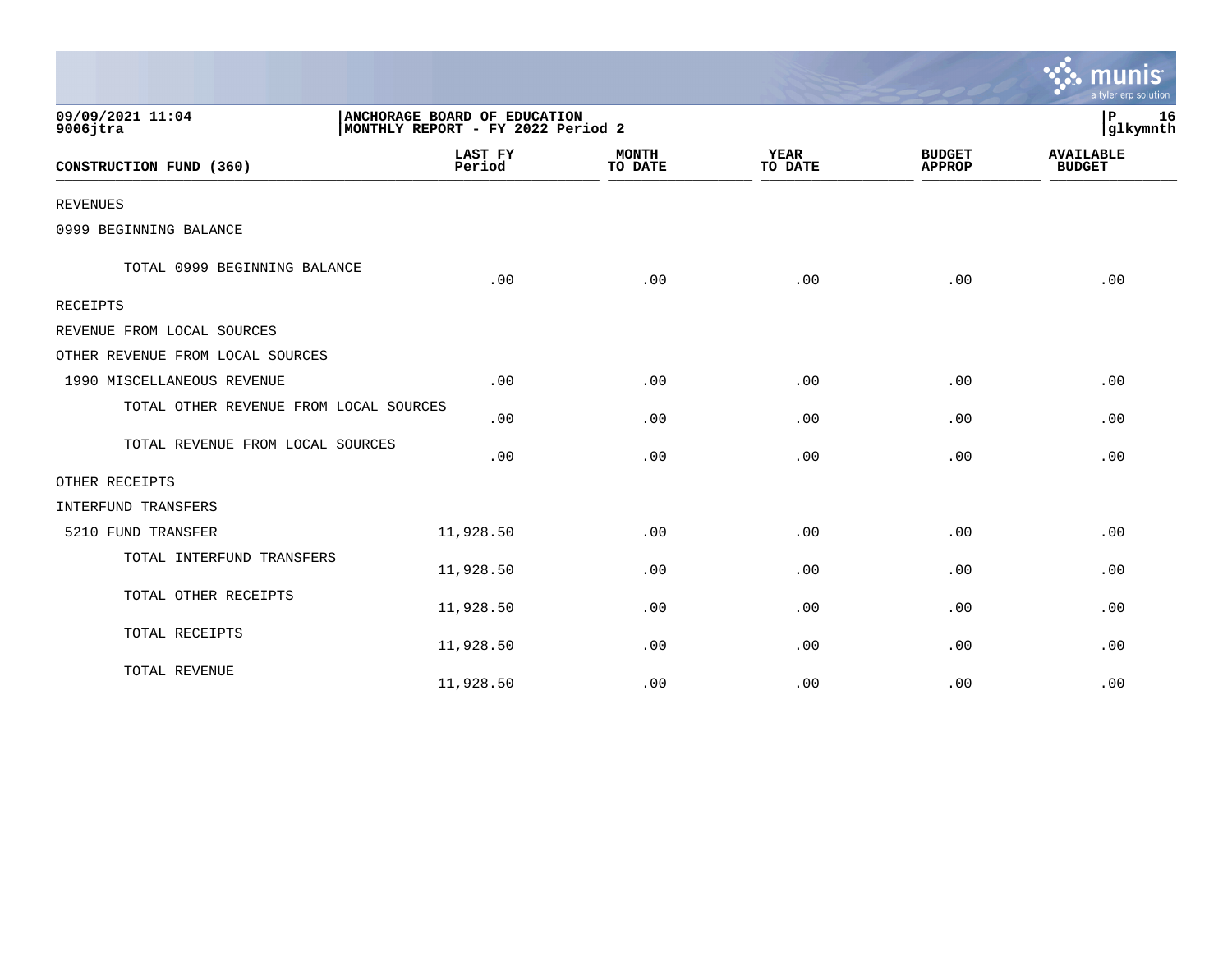09/09/2021 11:04
9006jtra

ANCHORAGE BOARD OF EDUCATION
MONTHLY REPORT - FY 2022 Period 2

P 16
glkymnth

| CONSTRUCTION FUND (360) | LAST FY Period | MONTH TO DATE | YEAR TO DATE | BUDGET APPROP | AVAILABLE BUDGET |
|---|---|---|---|---|---|
| REVENUES | | | | | |
| 0999 BEGINNING BALANCE | | | | | |
| TOTAL 0999 BEGINNING BALANCE | .00 | .00 | .00 | .00 | .00 |
| RECEIPTS | | | | | |
| REVENUE FROM LOCAL SOURCES | | | | | |
| OTHER REVENUE FROM LOCAL SOURCES | | | | | |
| 1990 MISCELLANEOUS REVENUE | .00 | .00 | .00 | .00 | .00 |
| TOTAL OTHER REVENUE FROM LOCAL SOURCES | .00 | .00 | .00 | .00 | .00 |
| TOTAL REVENUE FROM LOCAL SOURCES | .00 | .00 | .00 | .00 | .00 |
| OTHER RECEIPTS | | | | | |
| INTERFUND TRANSFERS | | | | | |
| 5210 FUND TRANSFER | 11,928.50 | .00 | .00 | .00 | .00 |
| TOTAL INTERFUND TRANSFERS | 11,928.50 | .00 | .00 | .00 | .00 |
| TOTAL OTHER RECEIPTS | 11,928.50 | .00 | .00 | .00 | .00 |
| TOTAL RECEIPTS | 11,928.50 | .00 | .00 | .00 | .00 |
| TOTAL REVENUE | 11,928.50 | .00 | .00 | .00 | .00 |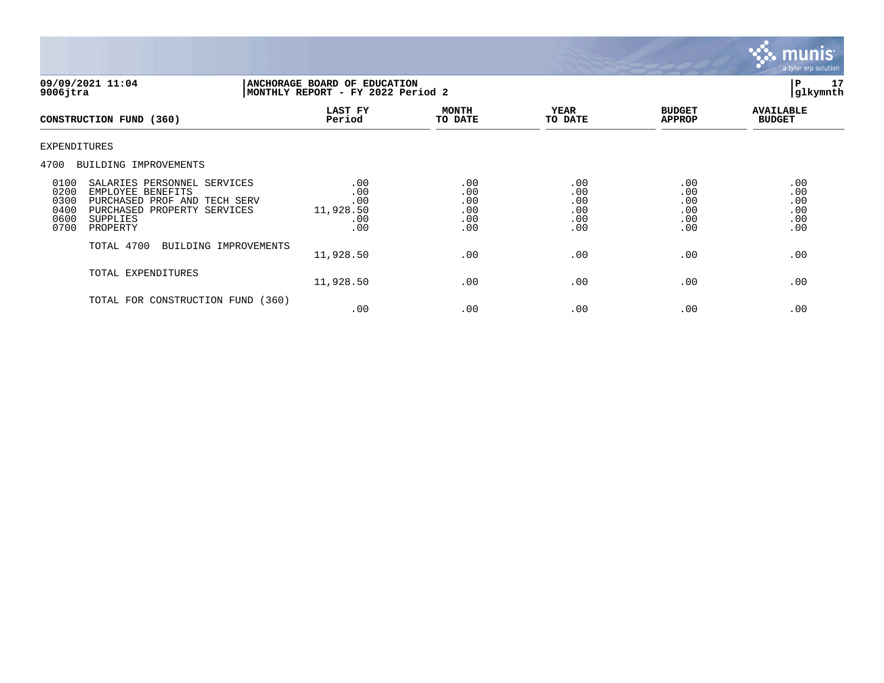**09/09/2021 11:04**
**9006jtra**

**ANCHORAGE BOARD OF EDUCATION**
**MONTHLY REPORT - FY 2022 Period 2**

**P 17**
**glkymnth**

| CONSTRUCTION FUND (360) | LAST FY Period | MONTH TO DATE | YEAR TO DATE | BUDGET APPROP | AVAILABLE BUDGET |
|---|---|---|---|---|---|
| EXPENDITURES | | | | | |
| 4700 BUILDING IMPROVEMENTS | | | | | |
| 0100 SALARIES PERSONNEL SERVICES | .00 | .00 | .00 | .00 | .00 |
| 0200 EMPLOYEE BENEFITS | .00 | .00 | .00 | .00 | .00 |
| 0300 PURCHASED PROF AND TECH SERV | .00 | .00 | .00 | .00 | .00 |
| 0400 PURCHASED PROPERTY SERVICES | 11,928.50 | .00 | .00 | .00 | .00 |
| 0600 SUPPLIES | .00 | .00 | .00 | .00 | .00 |
| 0700 PROPERTY | .00 | .00 | .00 | .00 | .00 |
| TOTAL 4700 BUILDING IMPROVEMENTS | 11,928.50 | .00 | .00 | .00 | .00 |
| TOTAL EXPENDITURES | 11,928.50 | .00 | .00 | .00 | .00 |
| TOTAL FOR CONSTRUCTION FUND (360) | .00 | .00 | .00 | .00 | .00 |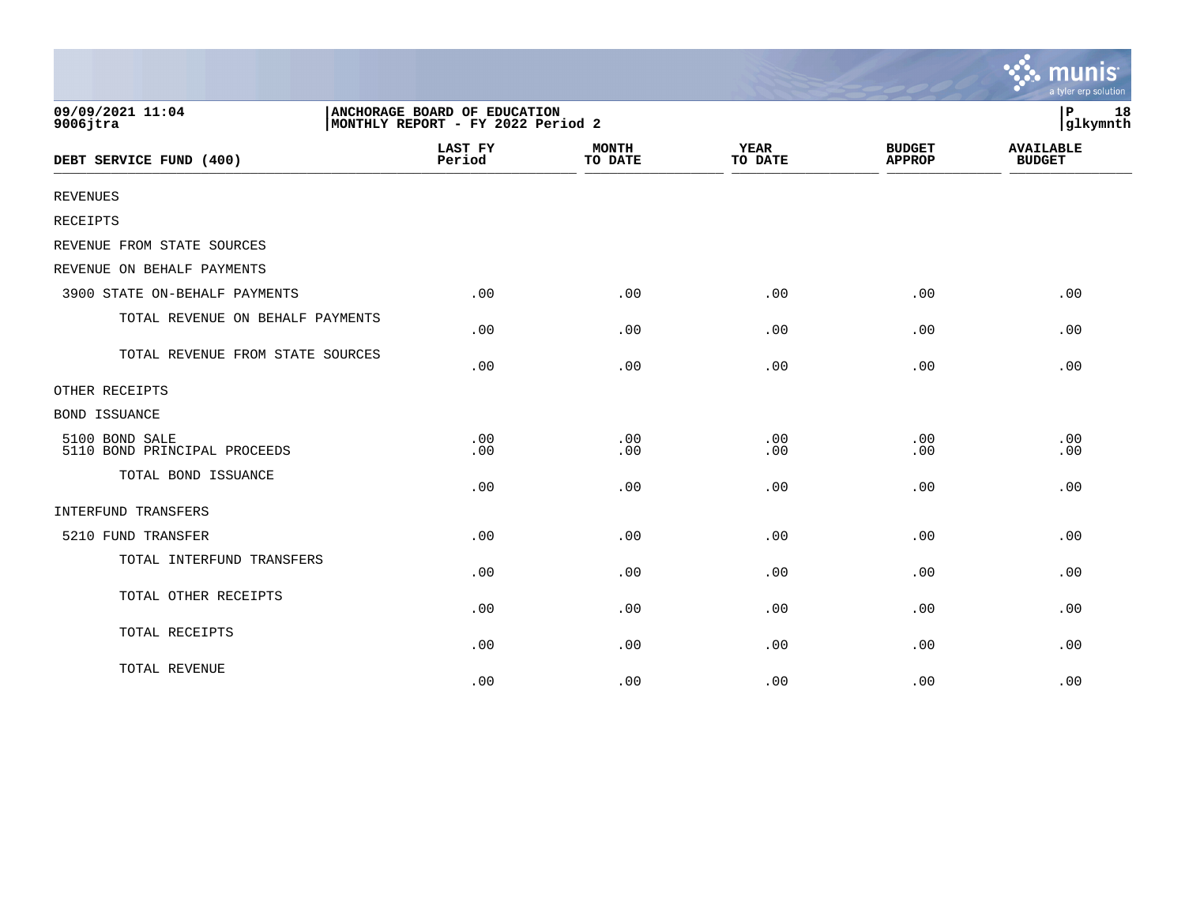09/09/2021 11:04 | ANCHORAGE BOARD OF EDUCATION
9006jtra | MONTHLY REPORT - FY 2022 Period 2

| DEBT SERVICE FUND (400) | LAST FY Period | MONTH TO DATE | YEAR TO DATE | BUDGET APPROP | AVAILABLE BUDGET |
|---|---|---|---|---|---|
| REVENUES | | | | | |
| RECEIPTS | | | | | |
| REVENUE FROM STATE SOURCES | | | | | |
| REVENUE ON BEHALF PAYMENTS | | | | | |
| 3900 STATE ON-BEHALF PAYMENTS | .00 | .00 | .00 | .00 | .00 |
| TOTAL REVENUE ON BEHALF PAYMENTS | .00 | .00 | .00 | .00 | .00 |
| TOTAL REVENUE FROM STATE SOURCES | .00 | .00 | .00 | .00 | .00 |
| OTHER RECEIPTS | | | | | |
| BOND ISSUANCE | | | | | |
| 5100 BOND SALE | .00 | .00 | .00 | .00 | .00 |
| 5110 BOND PRINCIPAL PROCEEDS | .00 | .00 | .00 | .00 | .00 |
| TOTAL BOND ISSUANCE | .00 | .00 | .00 | .00 | .00 |
| INTERFUND TRANSFERS | | | | | |
| 5210 FUND TRANSFER | .00 | .00 | .00 | .00 | .00 |
| TOTAL INTERFUND TRANSFERS | .00 | .00 | .00 | .00 | .00 |
| TOTAL OTHER RECEIPTS | .00 | .00 | .00 | .00 | .00 |
| TOTAL RECEIPTS | .00 | .00 | .00 | .00 | .00 |
| TOTAL REVENUE | .00 | .00 | .00 | .00 | .00 |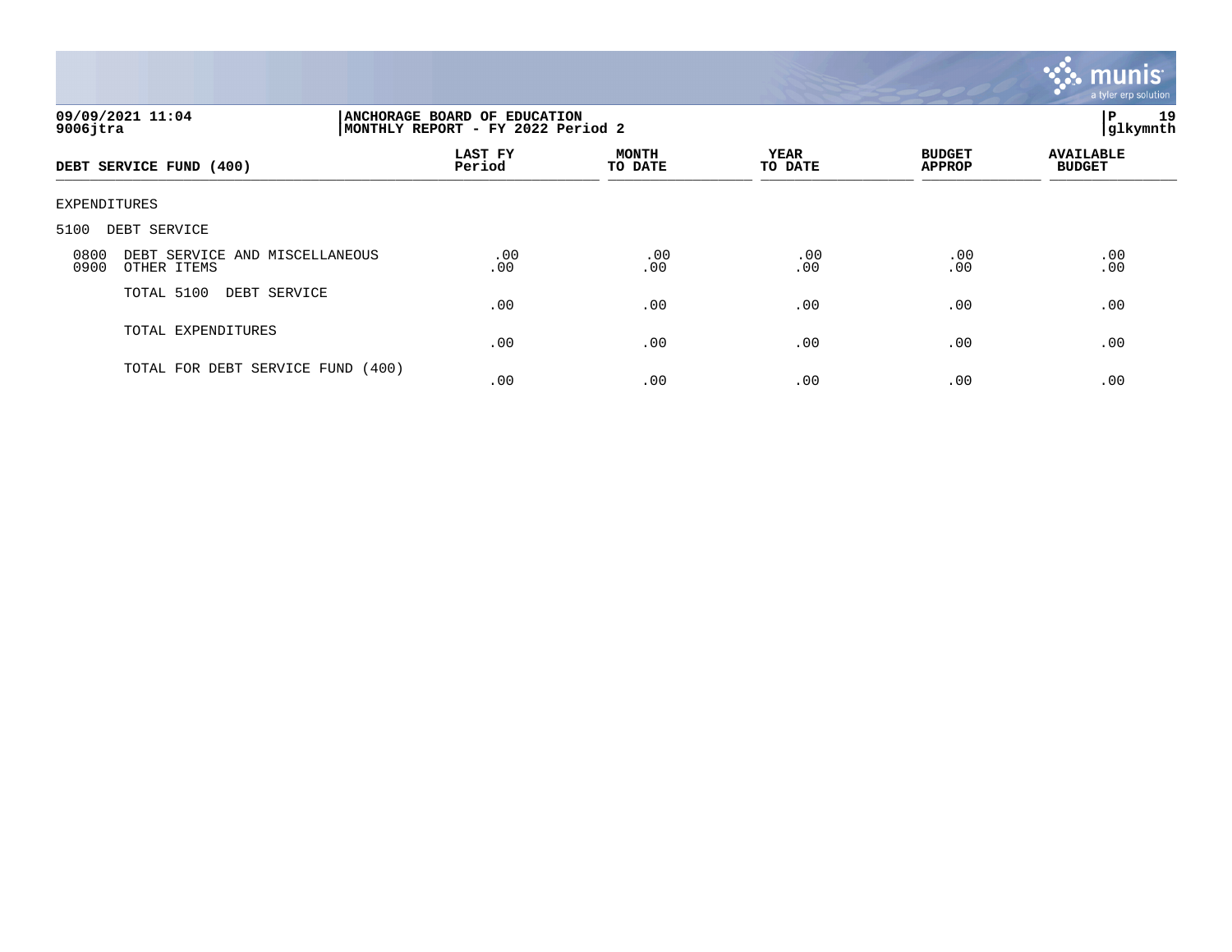09/09/2021 11:04
9006jtra

**ANCHORAGE BOARD OF EDUCATION**
**MONTHLY REPORT - FY 2022 Period 2**

P 19
glkymnth

| DEBT SERVICE FUND (400) | LAST FY Period | MONTH TO DATE | YEAR TO DATE | BUDGET APPROP | AVAILABLE BUDGET |
|---|---|---|---|---|---|
| EXPENDITURES | | | | | |
| 5100 DEBT SERVICE | | | | | |
| 0800 DEBT SERVICE AND MISCELLANEOUS | .00 | .00 | .00 | .00 | .00 |
| 0900 OTHER ITEMS | .00 | .00 | .00 | .00 | .00 |
| TOTAL 5100 DEBT SERVICE | .00 | .00 | .00 | .00 | .00 |
| TOTAL EXPENDITURES | .00 | .00 | .00 | .00 | .00 |
| TOTAL FOR DEBT SERVICE FUND (400) | .00 | .00 | .00 | .00 | .00 |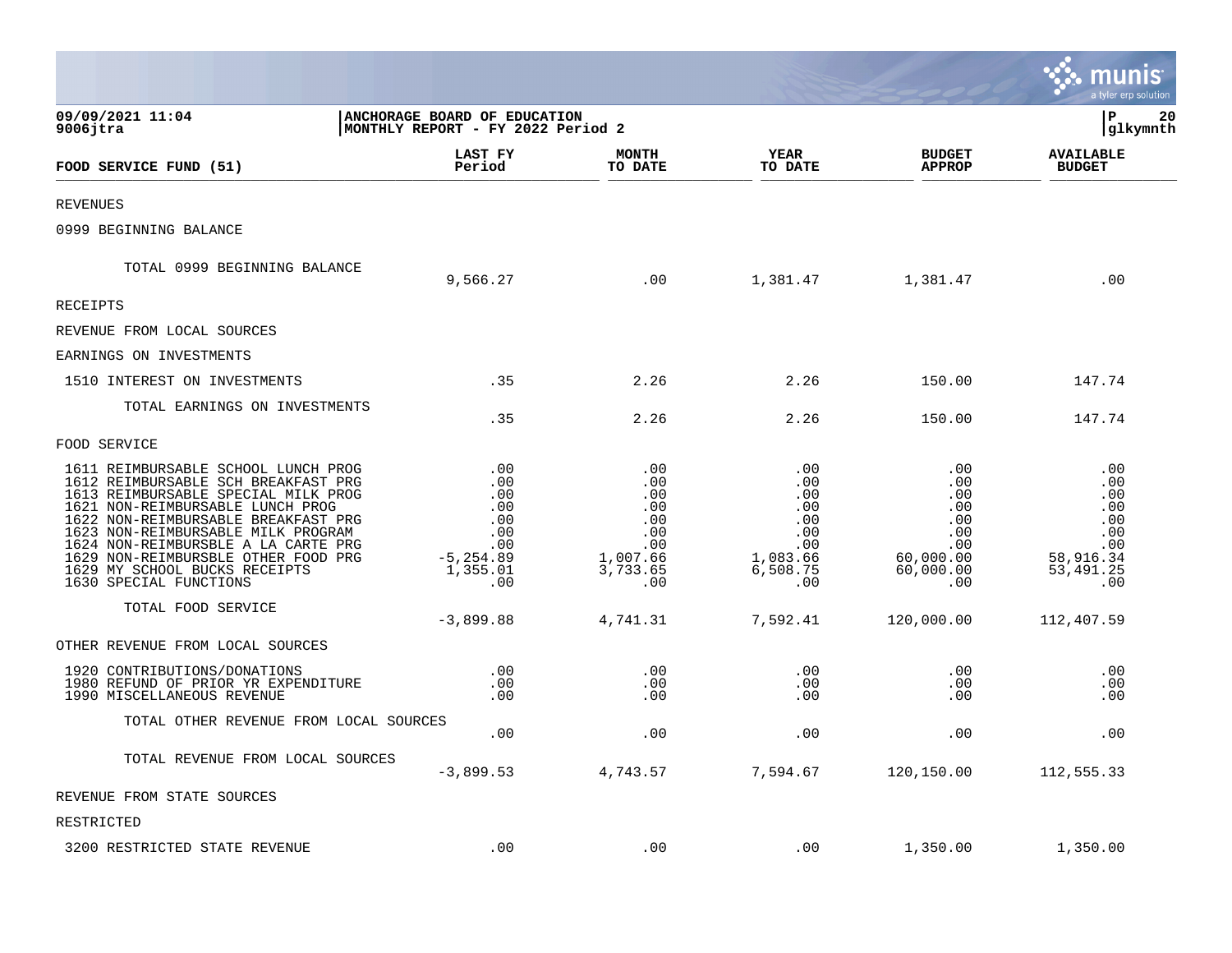09/09/2021 11:04
9006jtra

**ANCHORAGE BOARD OF EDUCATION**
**MONTHLY REPORT - FY 2022 Period 2**

P 20
glkymnth

| FOOD SERVICE FUND (51) | LAST FY Period | MONTH TO DATE | YEAR TO DATE | BUDGET APPROP | AVAILABLE BUDGET |
|---|---|---|---|---|---|
| REVENUES | | | | | |
| 0999 BEGINNING BALANCE | | | | | |
| TOTAL 0999 BEGINNING BALANCE | 9,566.27 | .00 | 1,381.47 | 1,381.47 | .00 |
| RECEIPTS | | | | | |
| REVENUE FROM LOCAL SOURCES | | | | | |
| EARNINGS ON INVESTMENTS | | | | | |
| 1510 INTEREST ON INVESTMENTS | .35 | 2.26 | 2.26 | 150.00 | 147.74 |
| TOTAL EARNINGS ON INVESTMENTS | .35 | 2.26 | 2.26 | 150.00 | 147.74 |
| FOOD SERVICE | | | | | |
| 1611 REIMBURSABLE SCHOOL LUNCH PROG | .00 | .00 | .00 | .00 | .00 |
| 1612 REIMBURSABLE SCH BREAKFAST PRG | .00 | .00 | .00 | .00 | .00 |
| 1613 REIMBURSABLE SPECIAL MILK PROG | .00 | .00 | .00 | .00 | .00 |
| 1621 NON-REIMBURSABLE LUNCH PROG | .00 | .00 | .00 | .00 | .00 |
| 1622 NON-REIMBURSABLE BREAKFAST PRG | .00 | .00 | .00 | .00 | .00 |
| 1623 NON-REIMBURSABLE MILK PROGRAM | .00 | .00 | .00 | .00 | .00 |
| 1624 NON-REIMBURSBLE A LA CARTE PRG | .00 | .00 | .00 | .00 | .00 |
| 1629 NON-REIMBURSBLE OTHER FOOD PRG | -5,254.89 | 1,007.66 | 1,083.66 | 60,000.00 | 58,916.34 |
| 1629 MY SCHOOL BUCKS RECEIPTS | 1,355.01 | 3,733.65 | 6,508.75 | 60,000.00 | 53,491.25 |
| 1630 SPECIAL FUNCTIONS | .00 | .00 | .00 | .00 | .00 |
| TOTAL FOOD SERVICE | -3,899.88 | 4,741.31 | 7,592.41 | 120,000.00 | 112,407.59 |
| OTHER REVENUE FROM LOCAL SOURCES | | | | | |
| 1920 CONTRIBUTIONS/DONATIONS | .00 | .00 | .00 | .00 | .00 |
| 1980 REFUND OF PRIOR YR EXPENDITURE | .00 | .00 | .00 | .00 | .00 |
| 1990 MISCELLANEOUS REVENUE | .00 | .00 | .00 | .00 | .00 |
| TOTAL OTHER REVENUE FROM LOCAL SOURCES | .00 | .00 | .00 | .00 | .00 |
| TOTAL REVENUE FROM LOCAL SOURCES | -3,899.53 | 4,743.57 | 7,594.67 | 120,150.00 | 112,555.33 |
| REVENUE FROM STATE SOURCES | | | | | |
| RESTRICTED | | | | | |
| 3200 RESTRICTED STATE REVENUE | .00 | .00 | .00 | 1,350.00 | 1,350.00 |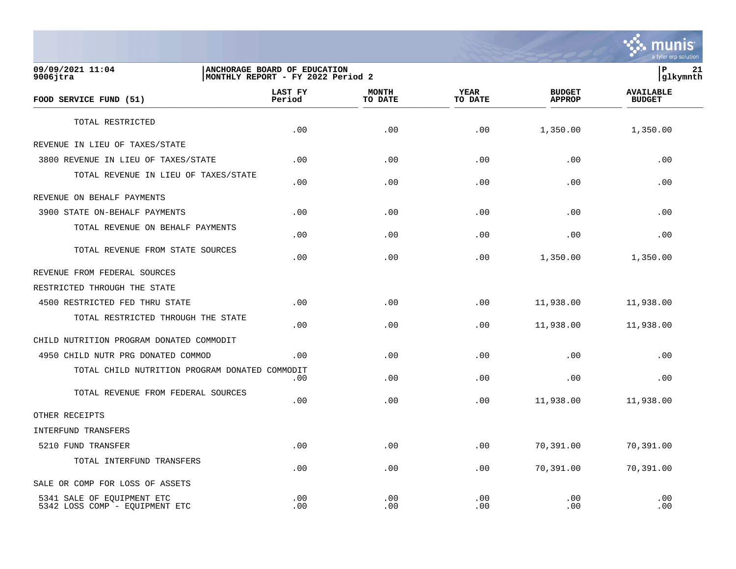**ANCHORAGE BOARD OF EDUCATION**
**MONTHLY REPORT - FY 2022 Period 2**

09/09/2021 11:04
9006jtra

glkymnth

| FOOD SERVICE FUND (51) | LAST FY Period | MONTH TO DATE | YEAR TO DATE | BUDGET APPROP | AVAILABLE BUDGET |
|---|---|---|---|---|---|
| TOTAL RESTRICTED | .00 | .00 | .00 | 1,350.00 | 1,350.00 |
| REVENUE IN LIEU OF TAXES/STATE | | | | | |
| 3800 REVENUE IN LIEU OF TAXES/STATE | .00 | .00 | .00 | .00 | .00 |
| TOTAL REVENUE IN LIEU OF TAXES/STATE | .00 | .00 | .00 | .00 | .00 |
| REVENUE ON BEHALF PAYMENTS | | | | | |
| 3900 STATE ON-BEHALF PAYMENTS | .00 | .00 | .00 | .00 | .00 |
| TOTAL REVENUE ON BEHALF PAYMENTS | .00 | .00 | .00 | .00 | .00 |
| TOTAL REVENUE FROM STATE SOURCES | .00 | .00 | .00 | 1,350.00 | 1,350.00 |
| REVENUE FROM FEDERAL SOURCES | | | | | |
| RESTRICTED THROUGH THE STATE | | | | | |
| 4500 RESTRICTED FED THRU STATE | .00 | .00 | .00 | 11,938.00 | 11,938.00 |
| TOTAL RESTRICTED THROUGH THE STATE | .00 | .00 | .00 | 11,938.00 | 11,938.00 |
| CHILD NUTRITION PROGRAM DONATED COMMODIT | | | | | |
| 4950 CHILD NUTR PRG DONATED COMMOD | .00 | .00 | .00 | .00 | .00 |
| TOTAL CHILD NUTRITION PROGRAM DONATED COMMODIT | .00 | .00 | .00 | .00 | .00 |
| TOTAL REVENUE FROM FEDERAL SOURCES | .00 | .00 | .00 | 11,938.00 | 11,938.00 |
| OTHER RECEIPTS | | | | | |
| INTERFUND TRANSFERS | | | | | |
| 5210 FUND TRANSFER | .00 | .00 | .00 | 70,391.00 | 70,391.00 |
| TOTAL INTERFUND TRANSFERS | .00 | .00 | .00 | 70,391.00 | 70,391.00 |
| SALE OR COMP FOR LOSS OF ASSETS | | | | | |
| 5341 SALE OF EQUIPMENT ETC | .00 | .00 | .00 | .00 | .00 |
| 5342 LOSS COMP - EQUIPMENT ETC | .00 | .00 | .00 | .00 | .00 |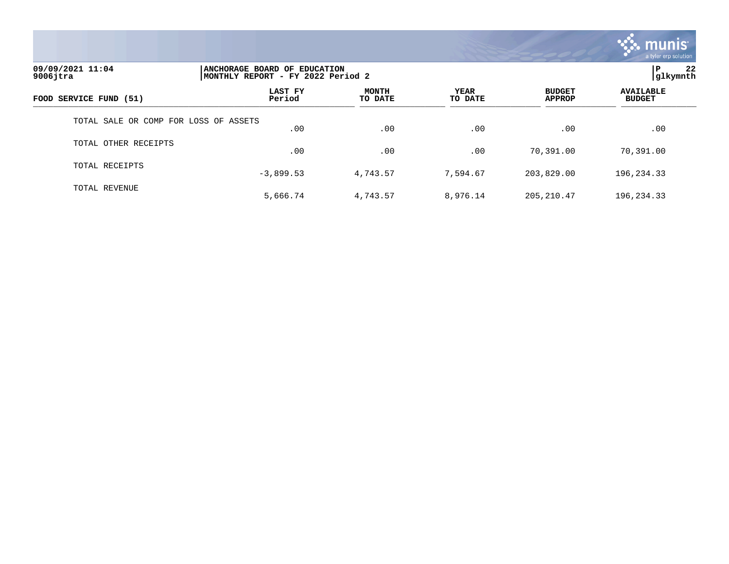09/09/2021 11:04
9006jtra

ANCHORAGE BOARD OF EDUCATION
MONTHLY REPORT - FY 2022 Period 2

P 22
glkymnth

| FOOD SERVICE FUND (51) | LAST FY Period | MONTH TO DATE | YEAR TO DATE | BUDGET APPROP | AVAILABLE BUDGET |
|---|---|---|---|---|---|
| TOTAL SALE OR COMP FOR LOSS OF ASSETS | .00 | .00 | .00 | .00 | .00 |
| TOTAL OTHER RECEIPTS | .00 | .00 | .00 | 70,391.00 | 70,391.00 |
| TOTAL RECEIPTS | -3,899.53 | 4,743.57 | 7,594.67 | 203,829.00 | 196,234.33 |
| TOTAL REVENUE | 5,666.74 | 4,743.57 | 8,976.14 | 205,210.47 | 196,234.33 |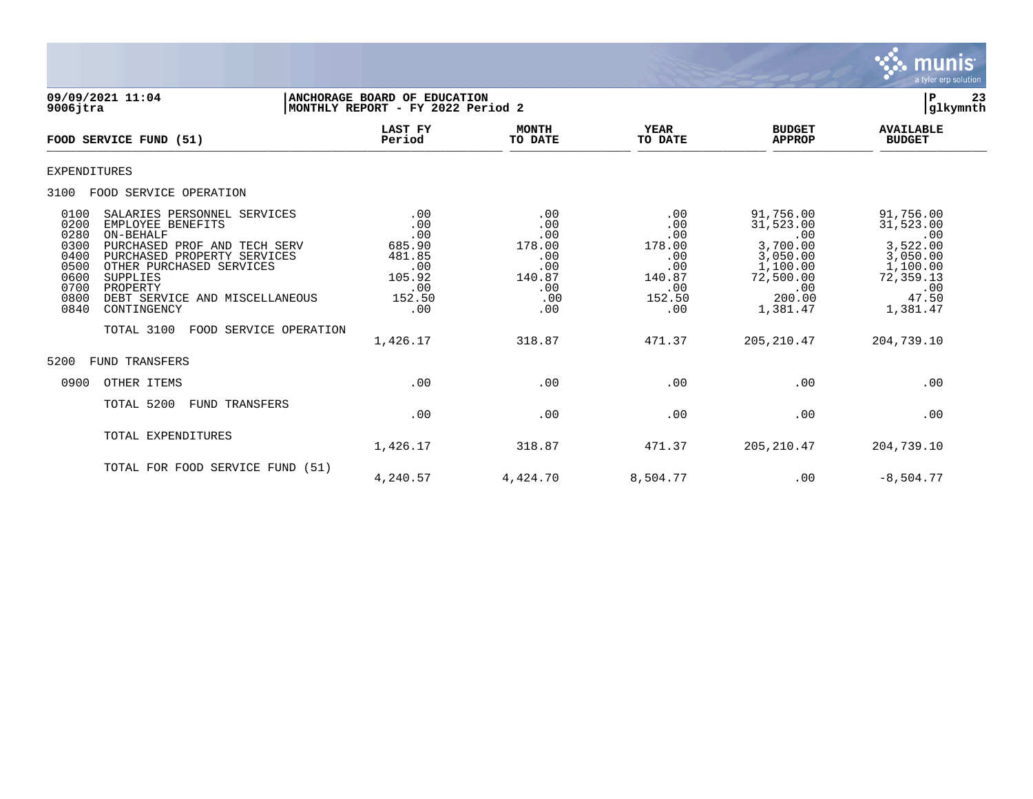**09/09/2021 11:04** | **ANCHORAGE BOARD OF EDUCATION** | **P 23**
**9006jtra** | **MONTHLY REPORT - FY 2022 Period 2** | **glkymnth**

| FOOD SERVICE FUND (51) | LAST FY Period | MONTH TO DATE | YEAR TO DATE | BUDGET APPROP | AVAILABLE BUDGET |
|---|---|---|---|---|---|
| EXPENDITURES | | | | | |
| 3100 FOOD SERVICE OPERATION | | | | | |
| 0100 SALARIES PERSONNEL SERVICES | .00 | .00 | .00 | 91,756.00 | 91,756.00 |
| 0200 EMPLOYEE BENEFITS | .00 | .00 | .00 | 31,523.00 | 31,523.00 |
| 0280 ON-BEHALF | .00 | .00 | .00 | .00 | .00 |
| 0300 PURCHASED PROF AND TECH SERV | 685.90 | 178.00 | 178.00 | 3,700.00 | 3,522.00 |
| 0400 PURCHASED PROPERTY SERVICES | 481.85 | .00 | .00 | 3,050.00 | 3,050.00 |
| 0500 OTHER PURCHASED SERVICES | .00 | .00 | .00 | 1,100.00 | 1,100.00 |
| 0600 SUPPLIES | 105.92 | 140.87 | 140.87 | 72,500.00 | 72,359.13 |
| 0700 PROPERTY | .00 | .00 | .00 | .00 | .00 |
| 0800 DEBT SERVICE AND MISCELLANEOUS | 152.50 | .00 | 152.50 | 200.00 | 47.50 |
| 0840 CONTINGENCY | .00 | .00 | .00 | 1,381.47 | 1,381.47 |
| TOTAL 3100 FOOD SERVICE OPERATION | 1,426.17 | 318.87 | 471.37 | 205,210.47 | 204,739.10 |
| 5200 FUND TRANSFERS | | | | | |
| 0900 OTHER ITEMS | .00 | .00 | .00 | .00 | .00 |
| TOTAL 5200 FUND TRANSFERS | .00 | .00 | .00 | .00 | .00 |
| TOTAL EXPENDITURES | 1,426.17 | 318.87 | 471.37 | 205,210.47 | 204,739.10 |
| TOTAL FOR FOOD SERVICE FUND (51) | 4,240.57 | 4,424.70 | 8,504.77 | .00 | -8,504.77 |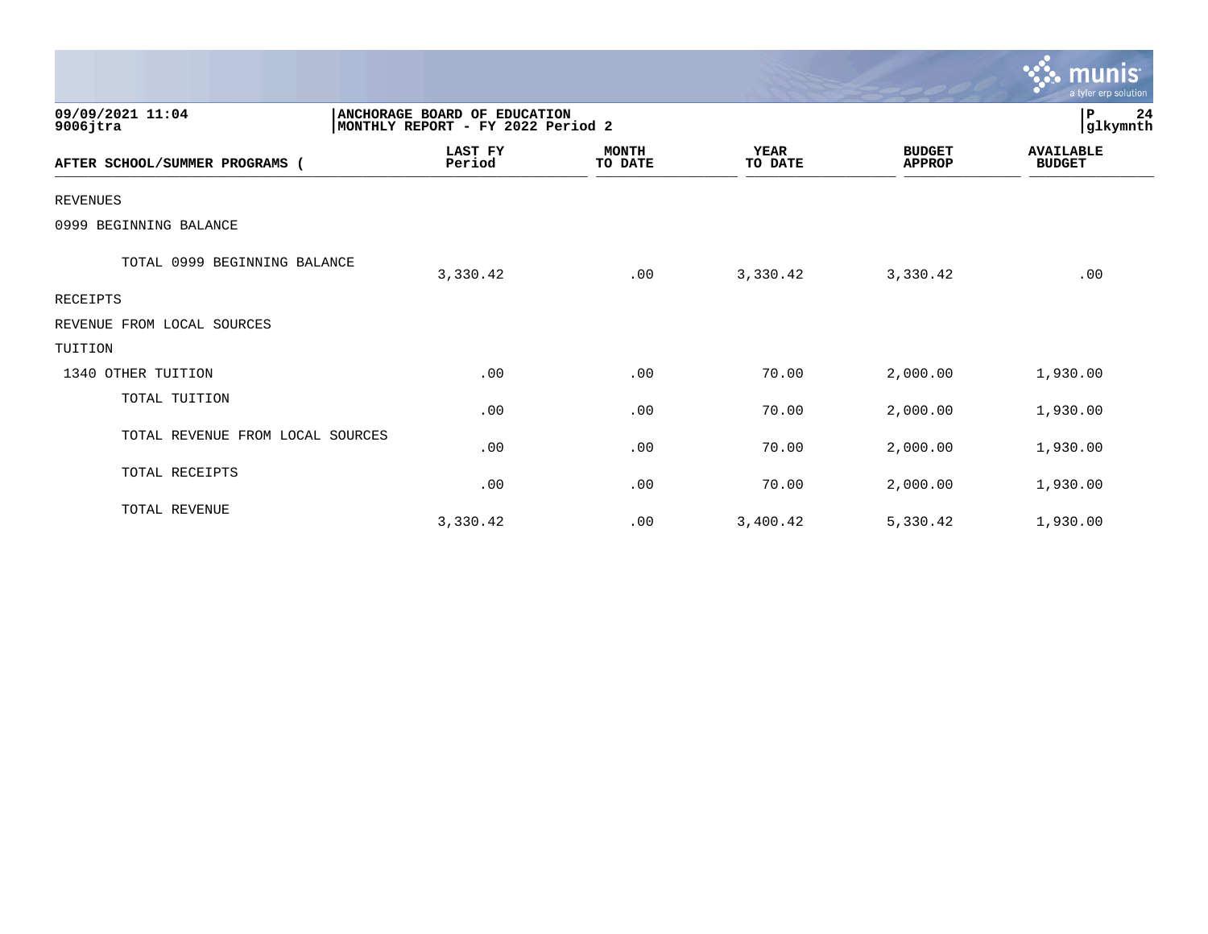09/09/2021 11:04
9006jtra

ANCHORAGE BOARD OF EDUCATION
MONTHLY REPORT - FY 2022 Period 2

P 24
glkymnth

| AFTER SCHOOL/SUMMER PROGRAMS ( | LAST FY Period | MONTH TO DATE | YEAR TO DATE | BUDGET APPROP | AVAILABLE BUDGET |
|---|---|---|---|---|---|
| REVENUES | | | | | |
| 0999 BEGINNING BALANCE | | | | | |
| TOTAL 0999 BEGINNING BALANCE | 3,330.42 | .00 | 3,330.42 | 3,330.42 | .00 |
| RECEIPTS | | | | | |
| REVENUE FROM LOCAL SOURCES | | | | | |
| TUITION | | | | | |
| 1340 OTHER TUITION | .00 | .00 | 70.00 | 2,000.00 | 1,930.00 |
| TOTAL TUITION | .00 | .00 | 70.00 | 2,000.00 | 1,930.00 |
| TOTAL REVENUE FROM LOCAL SOURCES | .00 | .00 | 70.00 | 2,000.00 | 1,930.00 |
| TOTAL RECEIPTS | .00 | .00 | 70.00 | 2,000.00 | 1,930.00 |
| TOTAL REVENUE | 3,330.42 | .00 | 3,400.42 | 5,330.42 | 1,930.00 |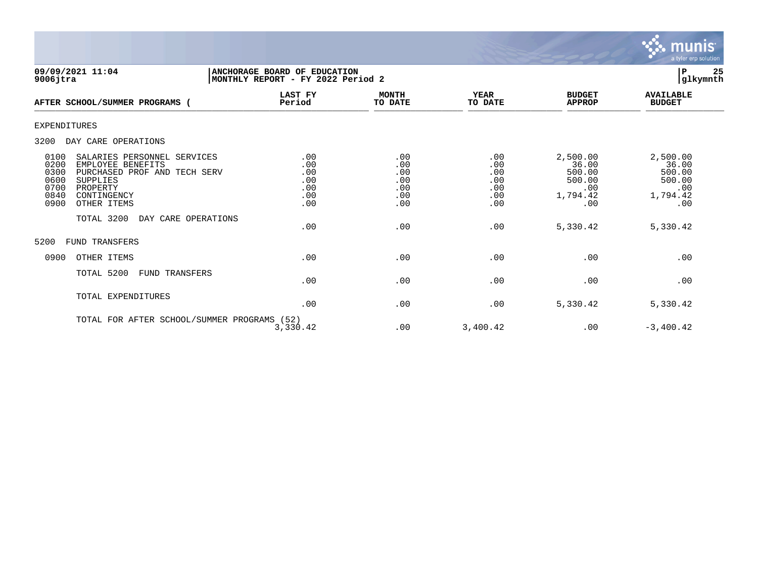09/09/2021 11:04 | ANCHORAGE BOARD OF EDUCATION
9006jtra | MONTHLY REPORT - FY 2022 Period 2

P 25 glkymnth

| AFTER SCHOOL/SUMMER PROGRAMS ( | LAST FY Period | MONTH TO DATE | YEAR TO DATE | BUDGET APPROP | AVAILABLE BUDGET |
|---|---|---|---|---|---|
| EXPENDITURES | | | | | |
| 3200 DAY CARE OPERATIONS | | | | | |
| 0100 SALARIES PERSONNEL SERVICES | .00 | .00 | .00 | 2,500.00 | 2,500.00 |
| 0200 EMPLOYEE BENEFITS | .00 | .00 | .00 | 36.00 | 36.00 |
| 0300 PURCHASED PROF AND TECH SERV | .00 | .00 | .00 | 500.00 | 500.00 |
| 0600 SUPPLIES | .00 | .00 | .00 | 500.00 | 500.00 |
| 0700 PROPERTY | .00 | .00 | .00 | .00 | .00 |
| 0840 CONTINGENCY | .00 | .00 | .00 | 1,794.42 | 1,794.42 |
| 0900 OTHER ITEMS | .00 | .00 | .00 | .00 | .00 |
| TOTAL 3200 DAY CARE OPERATIONS | .00 | .00 | .00 | 5,330.42 | 5,330.42 |
| 5200 FUND TRANSFERS | | | | | |
| 0900 OTHER ITEMS | .00 | .00 | .00 | .00 | .00 |
| TOTAL 5200 FUND TRANSFERS | .00 | .00 | .00 | .00 | .00 |
| TOTAL EXPENDITURES | .00 | .00 | .00 | 5,330.42 | 5,330.42 |
| TOTAL FOR AFTER SCHOOL/SUMMER PROGRAMS (52) | 3,330.42 | .00 | 3,400.42 | .00 | -3,400.42 |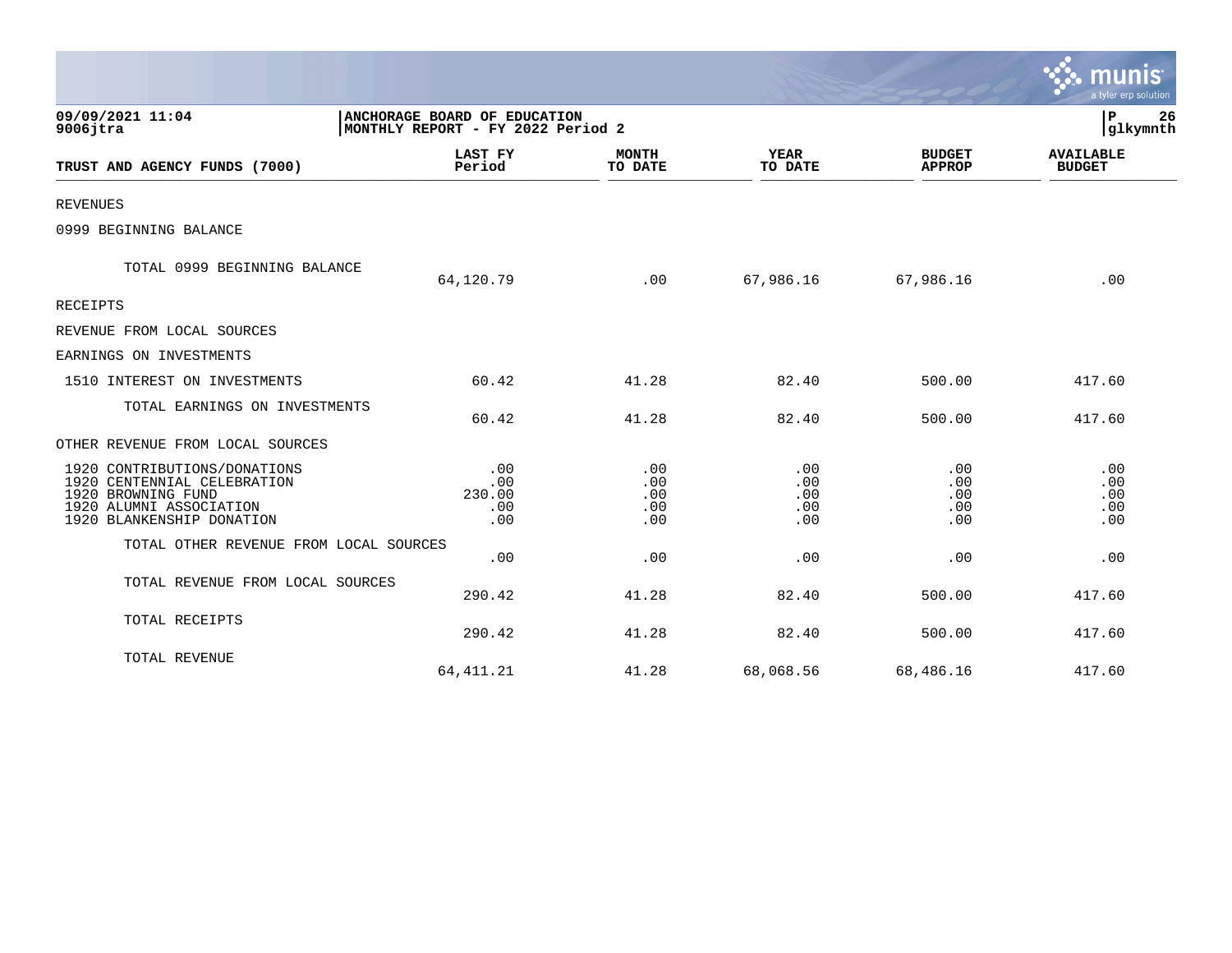**09/09/2021 11:04**
**9006jtra**

**ANCHORAGE BOARD OF EDUCATION**
**MONTHLY REPORT - FY 2022 Period 2**

**P 26**
**glkymnth**

| TRUST AND AGENCY FUNDS (7000) | LAST FY Period | MONTH TO DATE | YEAR TO DATE | BUDGET APPROP | AVAILABLE BUDGET |
|---|---|---|---|---|---|
| REVENUES | | | | | |
| 0999 BEGINNING BALANCE | | | | | |
| TOTAL 0999 BEGINNING BALANCE | 64,120.79 | .00 | 67,986.16 | 67,986.16 | .00 |
| RECEIPTS | | | | | |
| REVENUE FROM LOCAL SOURCES | | | | | |
| EARNINGS ON INVESTMENTS | | | | | |
| 1510 INTEREST ON INVESTMENTS | 60.42 | 41.28 | 82.40 | 500.00 | 417.60 |
| TOTAL EARNINGS ON INVESTMENTS | 60.42 | 41.28 | 82.40 | 500.00 | 417.60 |
| OTHER REVENUE FROM LOCAL SOURCES | | | | | |
| 1920 CONTRIBUTIONS/DONATIONS | .00 | .00 | .00 | .00 | .00 |
| 1920 CENTENNIAL CELEBRATION | .00 | .00 | .00 | .00 | .00 |
| 1920 BROWNING FUND | 230.00 | .00 | .00 | .00 | .00 |
| 1920 ALUMNI ASSOCIATION | .00 | .00 | .00 | .00 | .00 |
| 1920 BLANKENSHIP DONATION | .00 | .00 | .00 | .00 | .00 |
| TOTAL OTHER REVENUE FROM LOCAL SOURCES | .00 | .00 | .00 | .00 | .00 |
| TOTAL REVENUE FROM LOCAL SOURCES | 290.42 | 41.28 | 82.40 | 500.00 | 417.60 |
| TOTAL RECEIPTS | 290.42 | 41.28 | 82.40 | 500.00 | 417.60 |
| TOTAL REVENUE | 64,411.21 | 41.28 | 68,068.56 | 68,486.16 | 417.60 |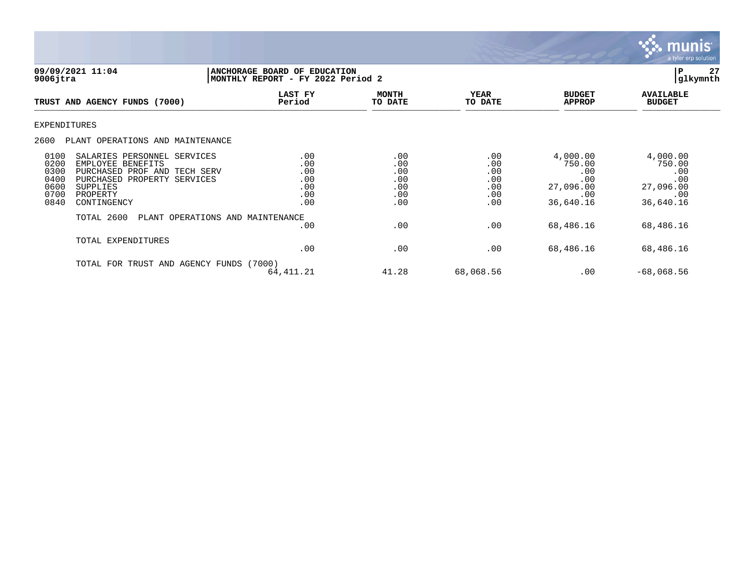09/09/2021 11:04
9006jtra

**ANCHORAGE BOARD OF EDUCATION**
**MONTHLY REPORT - FY 2022 Period 2**

P 27
glkymnth

| TRUST AND AGENCY FUNDS (7000) | LAST FY Period | MONTH TO DATE | YEAR TO DATE | BUDGET APPROP | AVAILABLE BUDGET |
|---|---|---|---|---|---|
| EXPENDITURES | | | | | |
| 2600 PLANT OPERATIONS AND MAINTENANCE | | | | | |
| 0100 SALARIES PERSONNEL SERVICES | .00 | .00 | .00 | 4,000.00 | 4,000.00 |
| 0200 EMPLOYEE BENEFITS | .00 | .00 | .00 | 750.00 | 750.00 |
| 0300 PURCHASED PROF AND TECH SERV | .00 | .00 | .00 | .00 | .00 |
| 0400 PURCHASED PROPERTY SERVICES | .00 | .00 | .00 | .00 | .00 |
| 0600 SUPPLIES | .00 | .00 | .00 | 27,096.00 | 27,096.00 |
| 0700 PROPERTY | .00 | .00 | .00 | .00 | .00 |
| 0840 CONTINGENCY | .00 | .00 | .00 | 36,640.16 | 36,640.16 |
| TOTAL 2600 PLANT OPERATIONS AND MAINTENANCE | .00 | .00 | .00 | 68,486.16 | 68,486.16 |
| TOTAL EXPENDITURES | .00 | .00 | .00 | 68,486.16 | 68,486.16 |
| TOTAL FOR TRUST AND AGENCY FUNDS (7000) | 64,411.21 | 41.28 | 68,068.56 | .00 | -68,068.56 |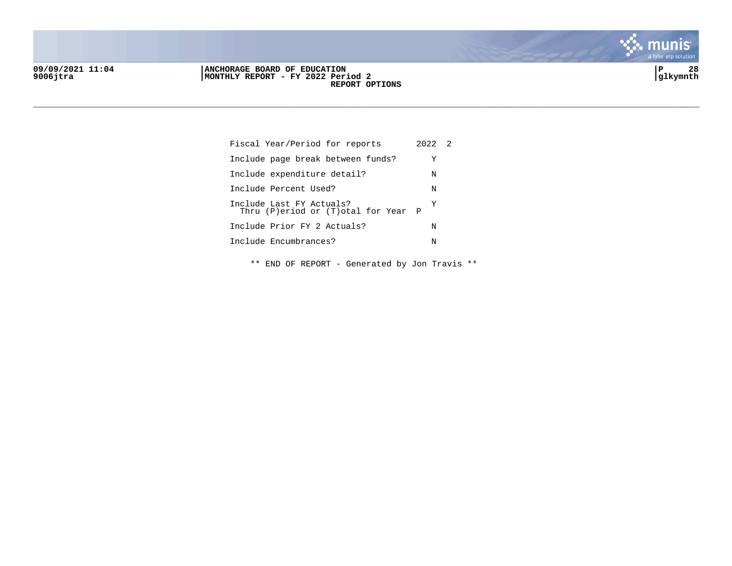**REPORT OPTIONS**

| | |
|---|---|
| Fiscal Year/Period for reports | 2022 2 |
| Include page break between funds? | Y |
| Include expenditure detail? | N |
| Include Percent Used? | N |
| Include Last FY Actuals? | Y |
| Thru (P)eriod or (T)otal for Year | P |
| Include Prior FY 2 Actuals? | N |
| Include Encumbrances? | N |

** END OF REPORT - Generated by Jon Travis **